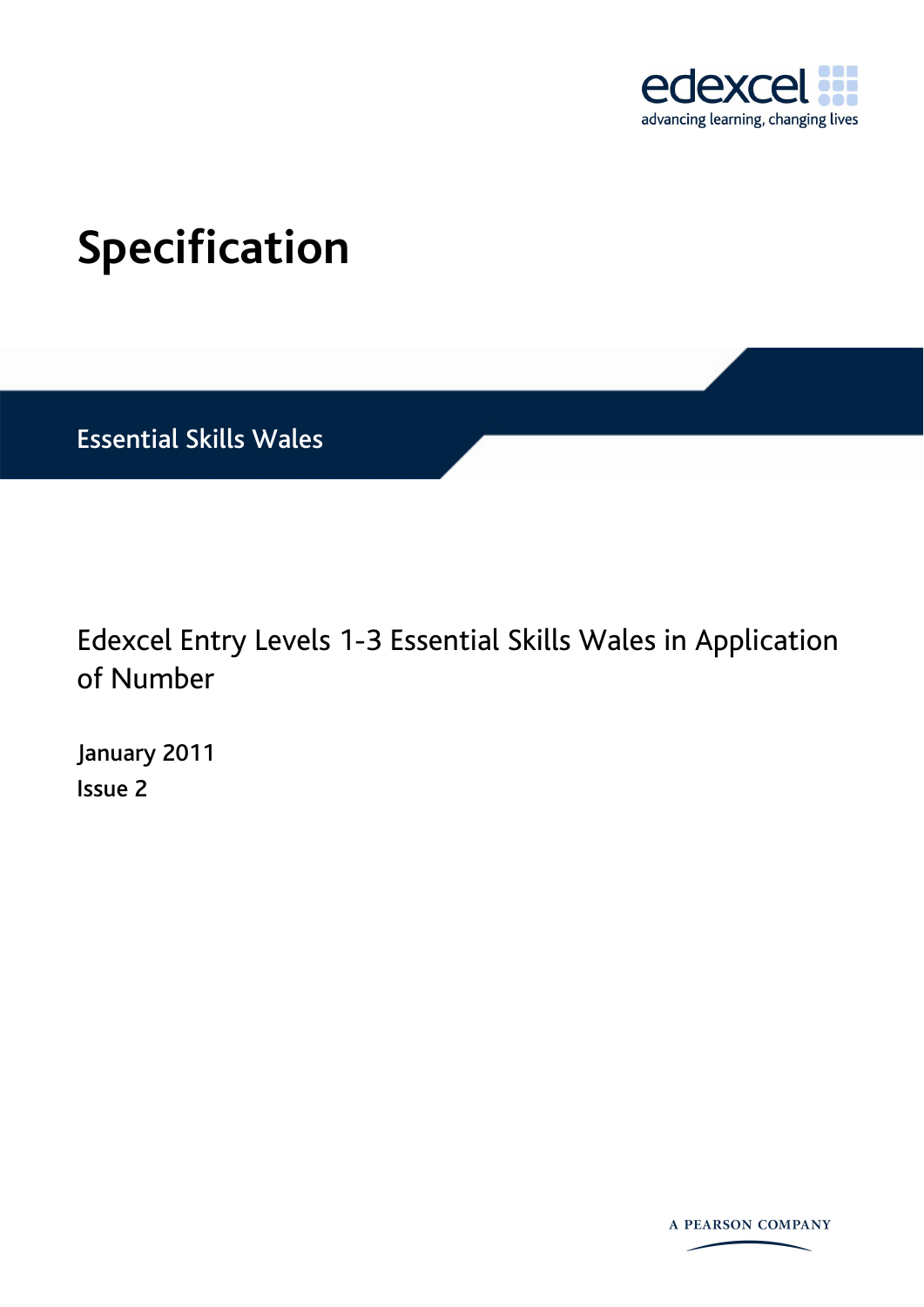edexcel

advancing learning, changing lives

# Specification

## Essential Skills Wales

Edexcel Entry Levels 1-3 Essential Skills Wales in Application of Number

January 2011

Issue 2

A PEARSON COMPANY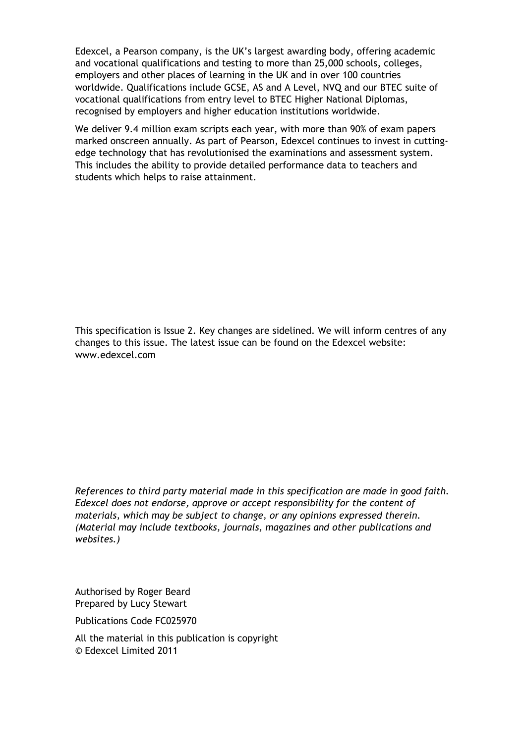Edexcel, a Pearson company, is the UK's largest awarding body, offering academic and vocational qualifications and testing to more than 25,000 schools, colleges, employers and other places of learning in the UK and in over 100 countries worldwide. Qualifications include GCSE, AS and A Level, NVQ and our BTEC suite of vocational qualifications from entry level to BTEC Higher National Diplomas, recognised by employers and higher education institutions worldwide.

We deliver 9.4 million exam scripts each year, with more than 90% of exam papers marked onscreen annually. As part of Pearson, Edexcel continues to invest in cutting-edge technology that has revolutionised the examinations and assessment system. This includes the ability to provide detailed performance data to teachers and students which helps to raise attainment.

This specification is Issue 2. Key changes are sidelined. We will inform centres of any changes to this issue. The latest issue can be found on the Edexcel website: www.edexcel.com

*References to third party material made in this specification are made in good faith. Edexcel does not endorse, approve or accept responsibility for the content of materials, which may be subject to change, or any opinions expressed therein. (Material may include textbooks, journals, magazines and other publications and websites.)*

Authorised by Roger Beard
Prepared by Lucy Stewart

Publications Code FC025970

All the material in this publication is copyright
© Edexcel Limited 2011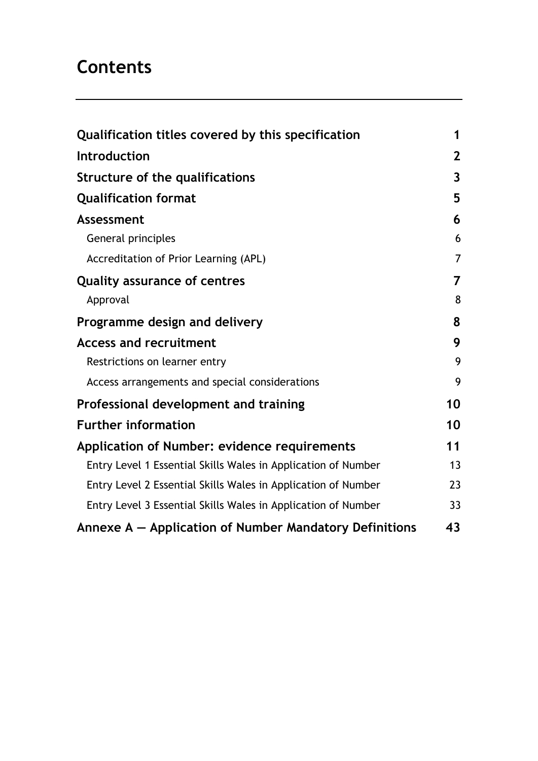# Contents

| | |
|---|---|
| **Qualification titles covered by this specification** | **1** |
| **Introduction** | **2** |
| **Structure of the qualifications** | **3** |
| **Qualification format** | **5** |
| **Assessment** | **6** |
| General principles | 6 |
| Accreditation of Prior Learning (APL) | 7 |
| **Quality assurance of centres** | **7** |
| Approval | 8 |
| **Programme design and delivery** | **8** |
| **Access and recruitment** | **9** |
| Restrictions on learner entry | 9 |
| Access arrangements and special considerations | 9 |
| **Professional development and training** | **10** |
| **Further information** | **10** |
| **Application of Number: evidence requirements** | **11** |
| Entry Level 1 Essential Skills Wales in Application of Number | 13 |
| Entry Level 2 Essential Skills Wales in Application of Number | 23 |
| Entry Level 3 Essential Skills Wales in Application of Number | 33 |
| **Annexe A — Application of Number Mandatory Definitions** | **43** |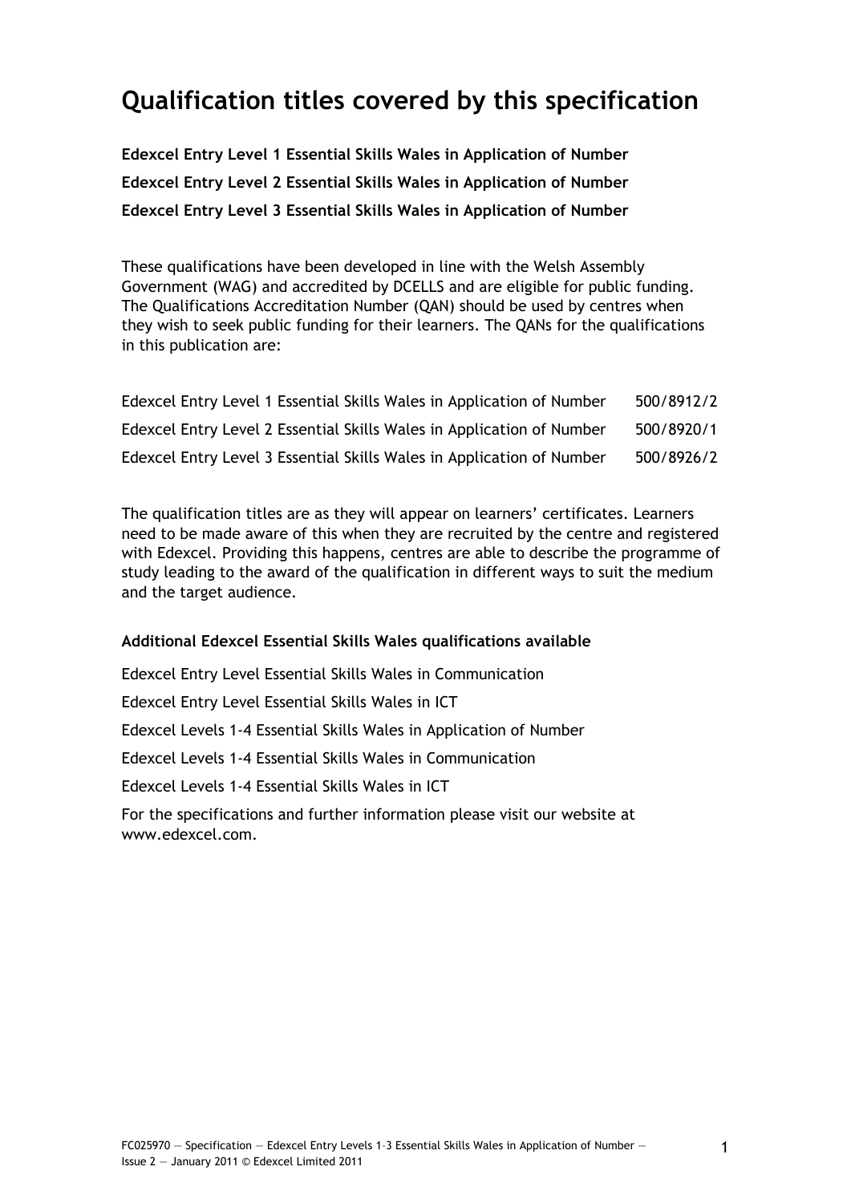# Qualification titles covered by this specification

**Edexcel Entry Level 1 Essential Skills Wales in Application of Number**

**Edexcel Entry Level 2 Essential Skills Wales in Application of Number**

**Edexcel Entry Level 3 Essential Skills Wales in Application of Number**

These qualifications have been developed in line with the Welsh Assembly Government (WAG) and accredited by DCELLS and are eligible for public funding. The Qualifications Accreditation Number (QAN) should be used by centres when they wish to seek public funding for their learners. The QANs for the qualifications in this publication are:

| | |
|---|---|
| Edexcel Entry Level 1 Essential Skills Wales in Application of Number | 500/8912/2 |
| Edexcel Entry Level 2 Essential Skills Wales in Application of Number | 500/8920/1 |
| Edexcel Entry Level 3 Essential Skills Wales in Application of Number | 500/8926/2 |

The qualification titles are as they will appear on learners' certificates. Learners need to be made aware of this when they are recruited by the centre and registered with Edexcel. Providing this happens, centres are able to describe the programme of study leading to the award of the qualification in different ways to suit the medium and the target audience.

**Additional Edexcel Essential Skills Wales qualifications available**

Edexcel Entry Level Essential Skills Wales in Communication

Edexcel Entry Level Essential Skills Wales in ICT

Edexcel Levels 1-4 Essential Skills Wales in Application of Number

Edexcel Levels 1-4 Essential Skills Wales in Communication

Edexcel Levels 1-4 Essential Skills Wales in ICT

For the specifications and further information please visit our website at www.edexcel.com.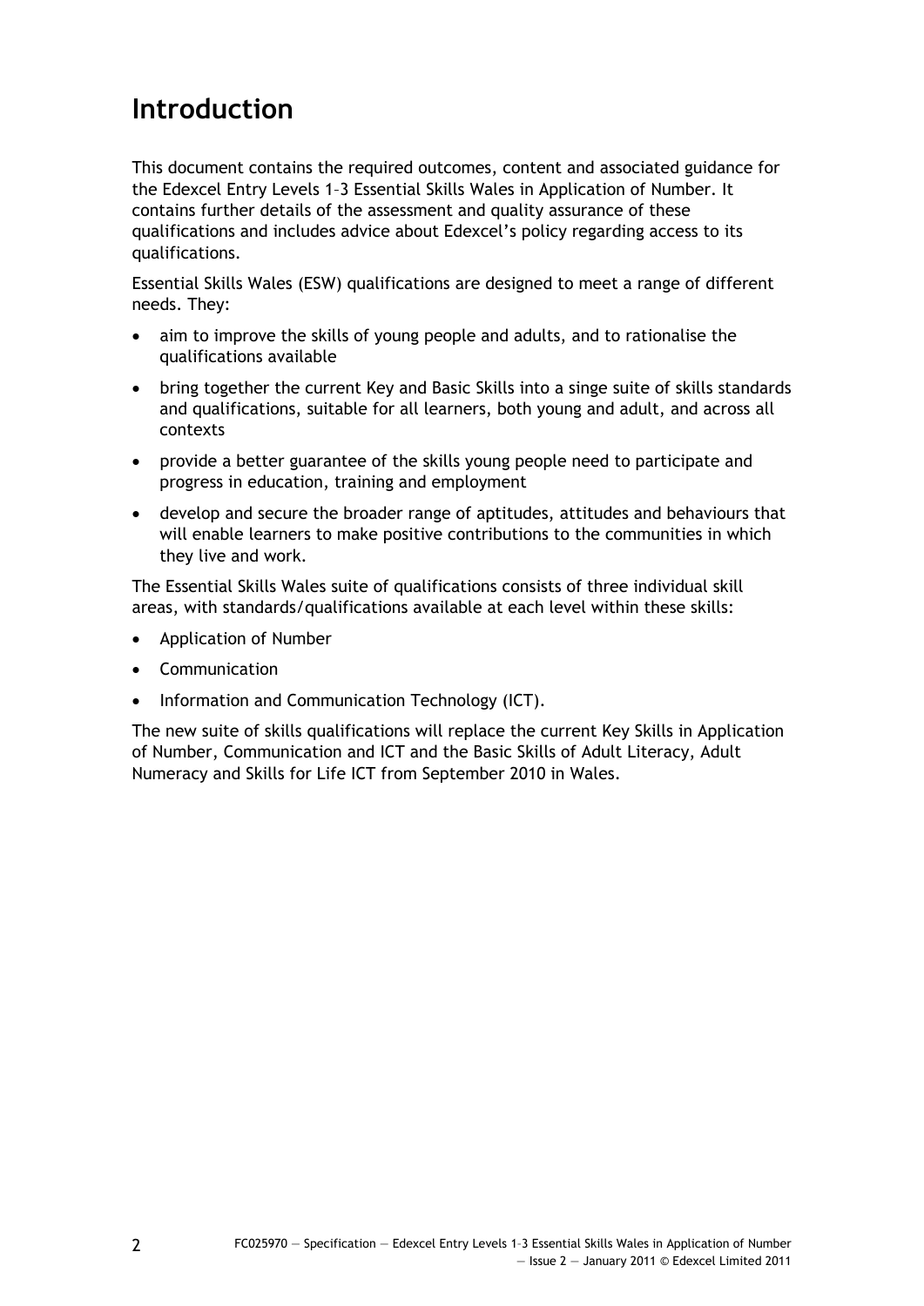# Introduction

This document contains the required outcomes, content and associated guidance for the Edexcel Entry Levels 1–3 Essential Skills Wales in Application of Number. It contains further details of the assessment and quality assurance of these qualifications and includes advice about Edexcel's policy regarding access to its qualifications.

Essential Skills Wales (ESW) qualifications are designed to meet a range of different needs. They:

- aim to improve the skills of young people and adults, and to rationalise the qualifications available
- bring together the current Key and Basic Skills into a singe suite of skills standards and qualifications, suitable for all learners, both young and adult, and across all contexts
- provide a better guarantee of the skills young people need to participate and progress in education, training and employment
- develop and secure the broader range of aptitudes, attitudes and behaviours that will enable learners to make positive contributions to the communities in which they live and work.

The Essential Skills Wales suite of qualifications consists of three individual skill areas, with standards/qualifications available at each level within these skills:

- Application of Number
- Communication
- Information and Communication Technology (ICT).

The new suite of skills qualifications will replace the current Key Skills in Application of Number, Communication and ICT and the Basic Skills of Adult Literacy, Adult Numeracy and Skills for Life ICT from September 2010 in Wales.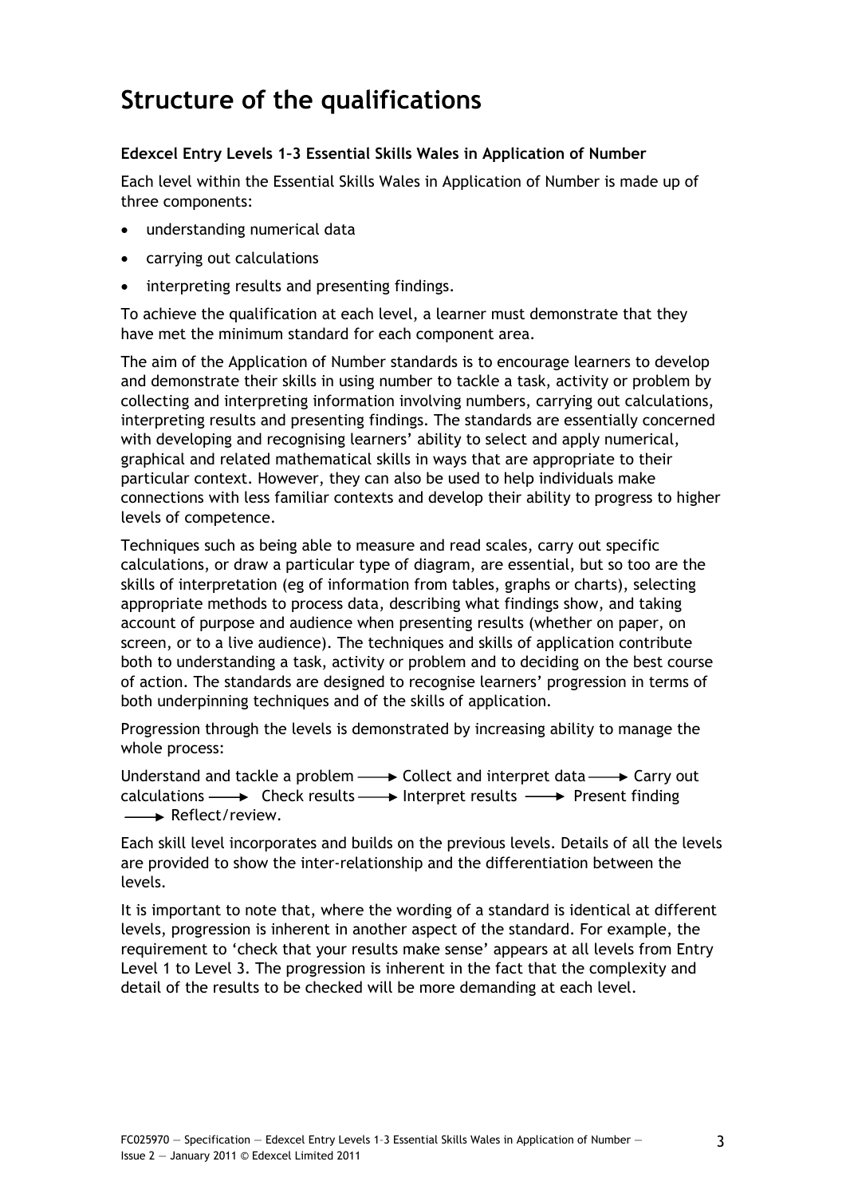# Structure of the qualifications

### Edexcel Entry Levels 1–3 Essential Skills Wales in Application of Number

Each level within the Essential Skills Wales in Application of Number is made up of three components:

- understanding numerical data
- carrying out calculations
- interpreting results and presenting findings.

To achieve the qualification at each level, a learner must demonstrate that they have met the minimum standard for each component area.

The aim of the Application of Number standards is to encourage learners to develop and demonstrate their skills in using number to tackle a task, activity or problem by collecting and interpreting information involving numbers, carrying out calculations, interpreting results and presenting findings. The standards are essentially concerned with developing and recognising learners' ability to select and apply numerical, graphical and related mathematical skills in ways that are appropriate to their particular context. However, they can also be used to help individuals make connections with less familiar contexts and develop their ability to progress to higher levels of competence.

Techniques such as being able to measure and read scales, carry out specific calculations, or draw a particular type of diagram, are essential, but so too are the skills of interpretation (eg of information from tables, graphs or charts), selecting appropriate methods to process data, describing what findings show, and taking account of purpose and audience when presenting results (whether on paper, on screen, or to a live audience). The techniques and skills of application contribute both to understanding a task, activity or problem and to deciding on the best course of action. The standards are designed to recognise learners' progression in terms of both underpinning techniques and of the skills of application.

Progression through the levels is demonstrated by increasing ability to manage the whole process:

Understand and tackle a problem → Collect and interpret data → Carry out calculations → Check results → Interpret results → Present finding → Reflect/review.

Each skill level incorporates and builds on the previous levels. Details of all the levels are provided to show the inter-relationship and the differentiation between the levels.

It is important to note that, where the wording of a standard is identical at different levels, progression is inherent in another aspect of the standard. For example, the requirement to 'check that your results make sense' appears at all levels from Entry Level 1 to Level 3. The progression is inherent in the fact that the complexity and detail of the results to be checked will be more demanding at each level.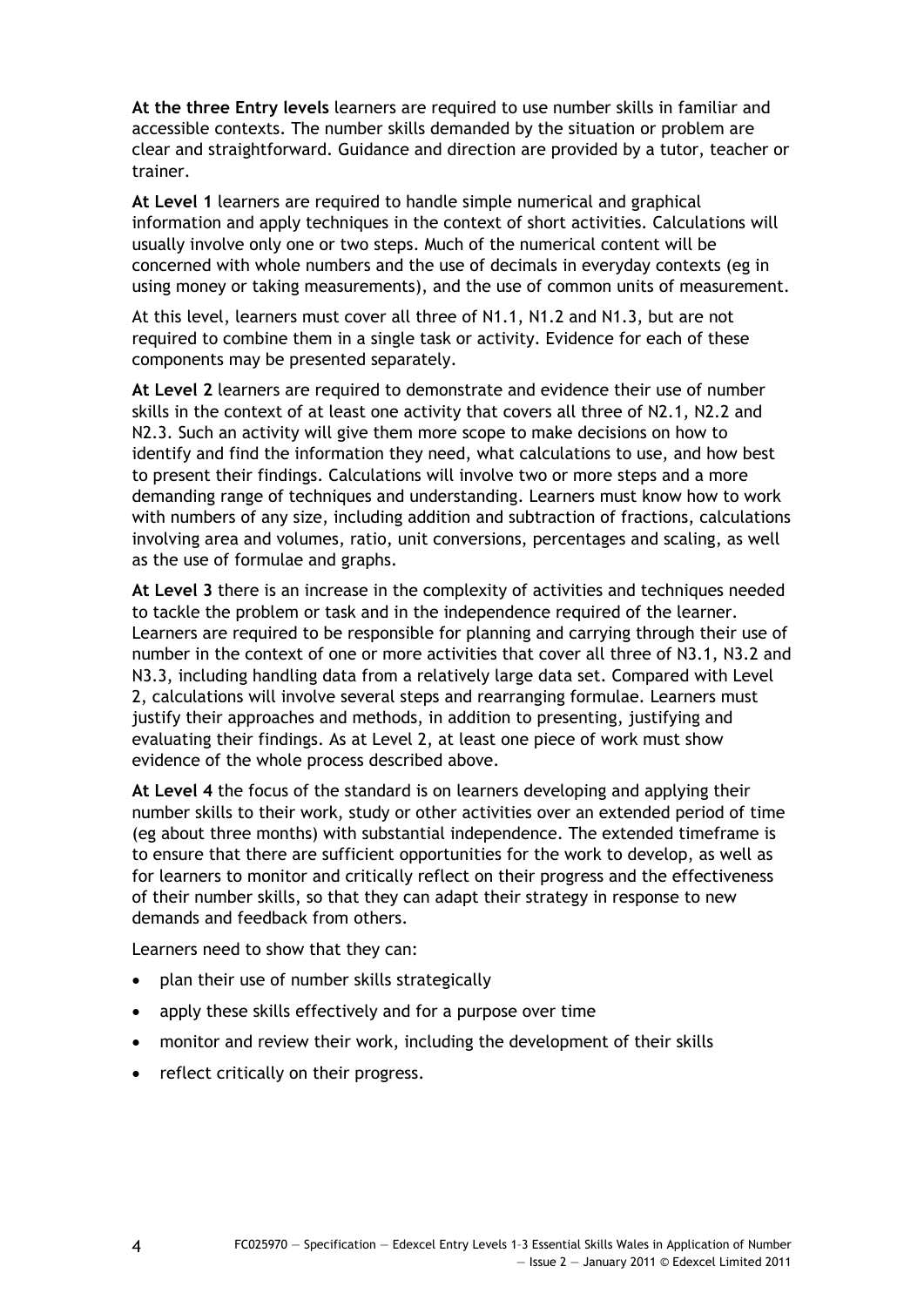**At the three Entry levels** learners are required to use number skills in familiar and accessible contexts. The number skills demanded by the situation or problem are clear and straightforward. Guidance and direction are provided by a tutor, teacher or trainer.

**At Level 1** learners are required to handle simple numerical and graphical information and apply techniques in the context of short activities. Calculations will usually involve only one or two steps. Much of the numerical content will be concerned with whole numbers and the use of decimals in everyday contexts (eg in using money or taking measurements), and the use of common units of measurement.

At this level, learners must cover all three of N1.1, N1.2 and N1.3, but are not required to combine them in a single task or activity. Evidence for each of these components may be presented separately.

**At Level 2** learners are required to demonstrate and evidence their use of number skills in the context of at least one activity that covers all three of N2.1, N2.2 and N2.3. Such an activity will give them more scope to make decisions on how to identify and find the information they need, what calculations to use, and how best to present their findings. Calculations will involve two or more steps and a more demanding range of techniques and understanding. Learners must know how to work with numbers of any size, including addition and subtraction of fractions, calculations involving area and volumes, ratio, unit conversions, percentages and scaling, as well as the use of formulae and graphs.

**At Level 3** there is an increase in the complexity of activities and techniques needed to tackle the problem or task and in the independence required of the learner. Learners are required to be responsible for planning and carrying through their use of number in the context of one or more activities that cover all three of N3.1, N3.2 and N3.3, including handling data from a relatively large data set. Compared with Level 2, calculations will involve several steps and rearranging formulae. Learners must justify their approaches and methods, in addition to presenting, justifying and evaluating their findings. As at Level 2, at least one piece of work must show evidence of the whole process described above.

**At Level 4** the focus of the standard is on learners developing and applying their number skills to their work, study or other activities over an extended period of time (eg about three months) with substantial independence. The extended timeframe is to ensure that there are sufficient opportunities for the work to develop, as well as for learners to monitor and critically reflect on their progress and the effectiveness of their number skills, so that they can adapt their strategy in response to new demands and feedback from others.

Learners need to show that they can:

- plan their use of number skills strategically
- apply these skills effectively and for a purpose over time
- monitor and review their work, including the development of their skills
- reflect critically on their progress.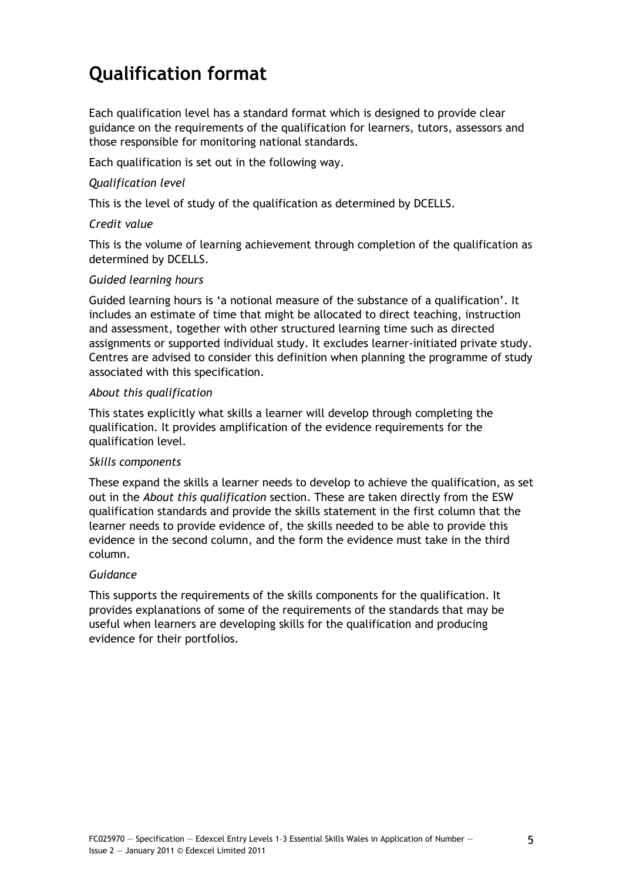# Qualification format

Each qualification level has a standard format which is designed to provide clear guidance on the requirements of the qualification for learners, tutors, assessors and those responsible for monitoring national standards.

Each qualification is set out in the following way.

*Qualification level*

This is the level of study of the qualification as determined by DCELLS.

*Credit value*

This is the volume of learning achievement through completion of the qualification as determined by DCELLS.

*Guided learning hours*

Guided learning hours is 'a notional measure of the substance of a qualification'. It includes an estimate of time that might be allocated to direct teaching, instruction and assessment, together with other structured learning time such as directed assignments or supported individual study. It excludes learner-initiated private study. Centres are advised to consider this definition when planning the programme of study associated with this specification.

*About this qualification*

This states explicitly what skills a learner will develop through completing the qualification. It provides amplification of the evidence requirements for the qualification level.

*Skills components*

These expand the skills a learner needs to develop to achieve the qualification, as set out in the *About this qualification* section. These are taken directly from the ESW qualification standards and provide the skills statement in the first column that the learner needs to provide evidence of, the skills needed to be able to provide this evidence in the second column, and the form the evidence must take in the third column.

*Guidance*

This supports the requirements of the skills components for the qualification. It provides explanations of some of the requirements of the standards that may be useful when learners are developing skills for the qualification and producing evidence for their portfolios.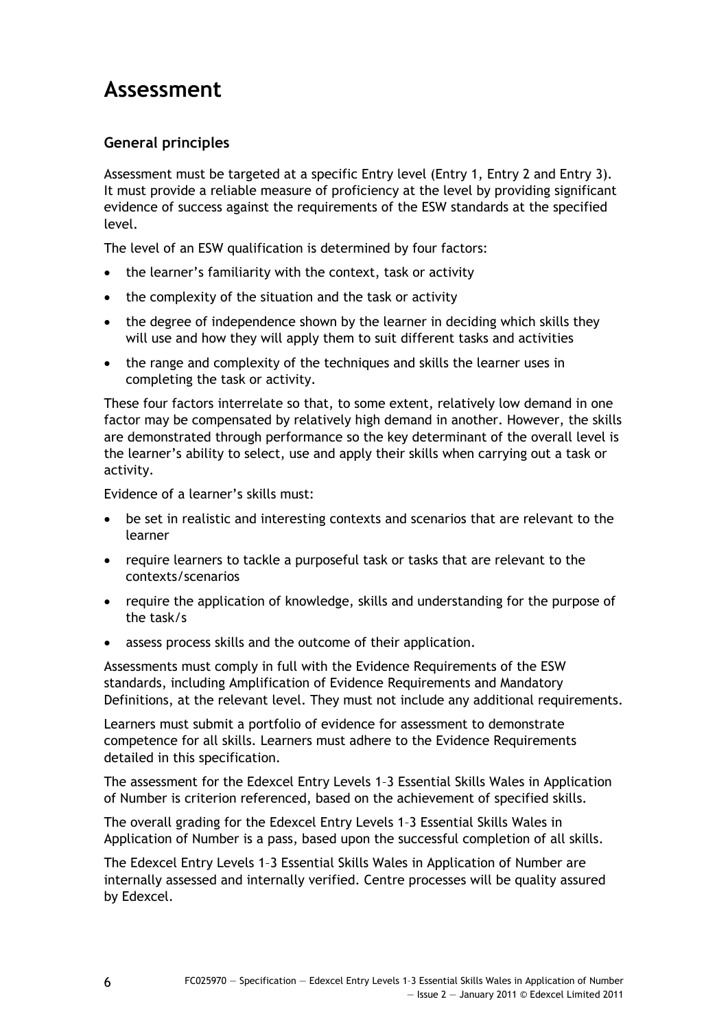# Assessment

## General principles

Assessment must be targeted at a specific Entry level (Entry 1, Entry 2 and Entry 3). It must provide a reliable measure of proficiency at the level by providing significant evidence of success against the requirements of the ESW standards at the specified level.

The level of an ESW qualification is determined by four factors:

- the learner's familiarity with the context, task or activity
- the complexity of the situation and the task or activity
- the degree of independence shown by the learner in deciding which skills they will use and how they will apply them to suit different tasks and activities
- the range and complexity of the techniques and skills the learner uses in completing the task or activity.

These four factors interrelate so that, to some extent, relatively low demand in one factor may be compensated by relatively high demand in another. However, the skills are demonstrated through performance so the key determinant of the overall level is the learner's ability to select, use and apply their skills when carrying out a task or activity.

Evidence of a learner's skills must:

- be set in realistic and interesting contexts and scenarios that are relevant to the learner
- require learners to tackle a purposeful task or tasks that are relevant to the contexts/scenarios
- require the application of knowledge, skills and understanding for the purpose of the task/s
- assess process skills and the outcome of their application.

Assessments must comply in full with the Evidence Requirements of the ESW standards, including Amplification of Evidence Requirements and Mandatory Definitions, at the relevant level. They must not include any additional requirements.

Learners must submit a portfolio of evidence for assessment to demonstrate competence for all skills. Learners must adhere to the Evidence Requirements detailed in this specification.

The assessment for the Edexcel Entry Levels 1–3 Essential Skills Wales in Application of Number is criterion referenced, based on the achievement of specified skills.

The overall grading for the Edexcel Entry Levels 1–3 Essential Skills Wales in Application of Number is a pass, based upon the successful completion of all skills.

The Edexcel Entry Levels 1–3 Essential Skills Wales in Application of Number are internally assessed and internally verified. Centre processes will be quality assured by Edexcel.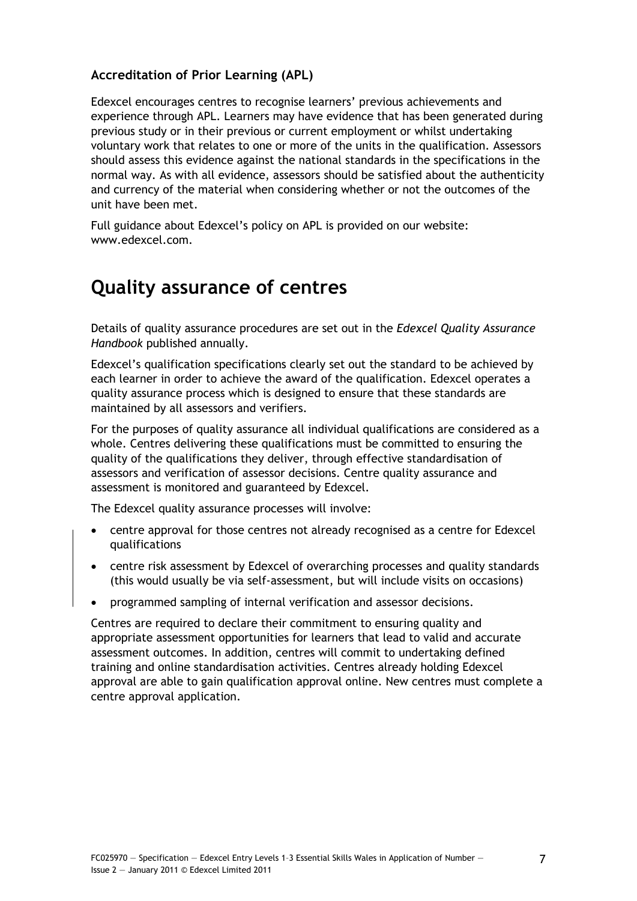### Accreditation of Prior Learning (APL)

Edexcel encourages centres to recognise learners' previous achievements and experience through APL. Learners may have evidence that has been generated during previous study or in their previous or current employment or whilst undertaking voluntary work that relates to one or more of the units in the qualification. Assessors should assess this evidence against the national standards in the specifications in the normal way. As with all evidence, assessors should be satisfied about the authenticity and currency of the material when considering whether or not the outcomes of the unit have been met.

Full guidance about Edexcel's policy on APL is provided on our website: www.edexcel.com.

## Quality assurance of centres

Details of quality assurance procedures are set out in the *Edexcel Quality Assurance Handbook* published annually.

Edexcel's qualification specifications clearly set out the standard to be achieved by each learner in order to achieve the award of the qualification. Edexcel operates a quality assurance process which is designed to ensure that these standards are maintained by all assessors and verifiers.

For the purposes of quality assurance all individual qualifications are considered as a whole. Centres delivering these qualifications must be committed to ensuring the quality of the qualifications they deliver, through effective standardisation of assessors and verification of assessor decisions. Centre quality assurance and assessment is monitored and guaranteed by Edexcel.

The Edexcel quality assurance processes will involve:

- centre approval for those centres not already recognised as a centre for Edexcel qualifications
- centre risk assessment by Edexcel of overarching processes and quality standards (this would usually be via self-assessment, but will include visits on occasions)
- programmed sampling of internal verification and assessor decisions.

Centres are required to declare their commitment to ensuring quality and appropriate assessment opportunities for learners that lead to valid and accurate assessment outcomes. In addition, centres will commit to undertaking defined training and online standardisation activities. Centres already holding Edexcel approval are able to gain qualification approval online. New centres must complete a centre approval application.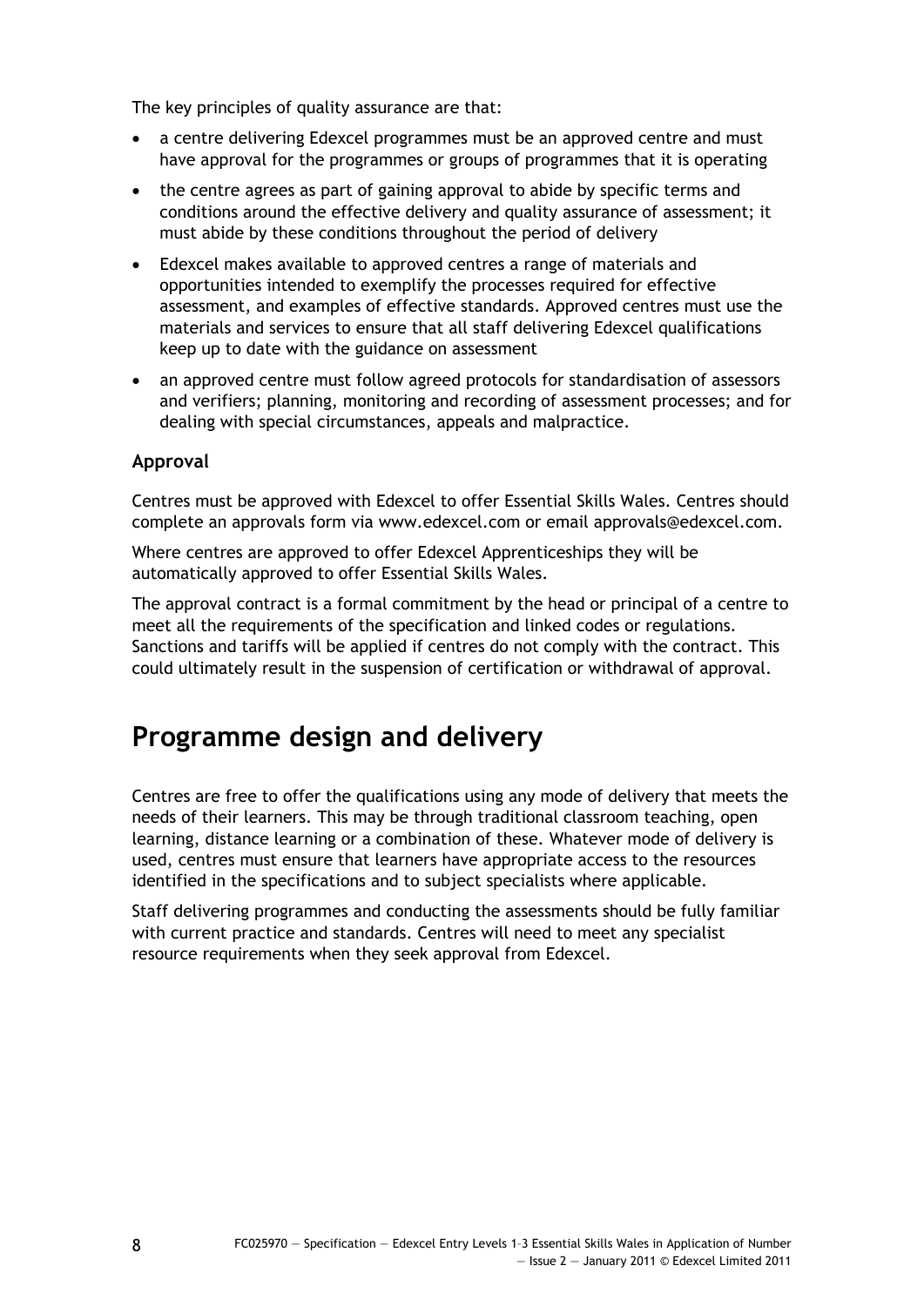The key principles of quality assurance are that:

- a centre delivering Edexcel programmes must be an approved centre and must have approval for the programmes or groups of programmes that it is operating
- the centre agrees as part of gaining approval to abide by specific terms and conditions around the effective delivery and quality assurance of assessment; it must abide by these conditions throughout the period of delivery
- Edexcel makes available to approved centres a range of materials and opportunities intended to exemplify the processes required for effective assessment, and examples of effective standards. Approved centres must use the materials and services to ensure that all staff delivering Edexcel qualifications keep up to date with the guidance on assessment
- an approved centre must follow agreed protocols for standardisation of assessors and verifiers; planning, monitoring and recording of assessment processes; and for dealing with special circumstances, appeals and malpractice.

### Approval

Centres must be approved with Edexcel to offer Essential Skills Wales. Centres should complete an approvals form via www.edexcel.com or email approvals@edexcel.com.

Where centres are approved to offer Edexcel Apprenticeships they will be automatically approved to offer Essential Skills Wales.

The approval contract is a formal commitment by the head or principal of a centre to meet all the requirements of the specification and linked codes or regulations. Sanctions and tariffs will be applied if centres do not comply with the contract. This could ultimately result in the suspension of certification or withdrawal of approval.

## Programme design and delivery

Centres are free to offer the qualifications using any mode of delivery that meets the needs of their learners. This may be through traditional classroom teaching, open learning, distance learning or a combination of these. Whatever mode of delivery is used, centres must ensure that learners have appropriate access to the resources identified in the specifications and to subject specialists where applicable.

Staff delivering programmes and conducting the assessments should be fully familiar with current practice and standards. Centres will need to meet any specialist resource requirements when they seek approval from Edexcel.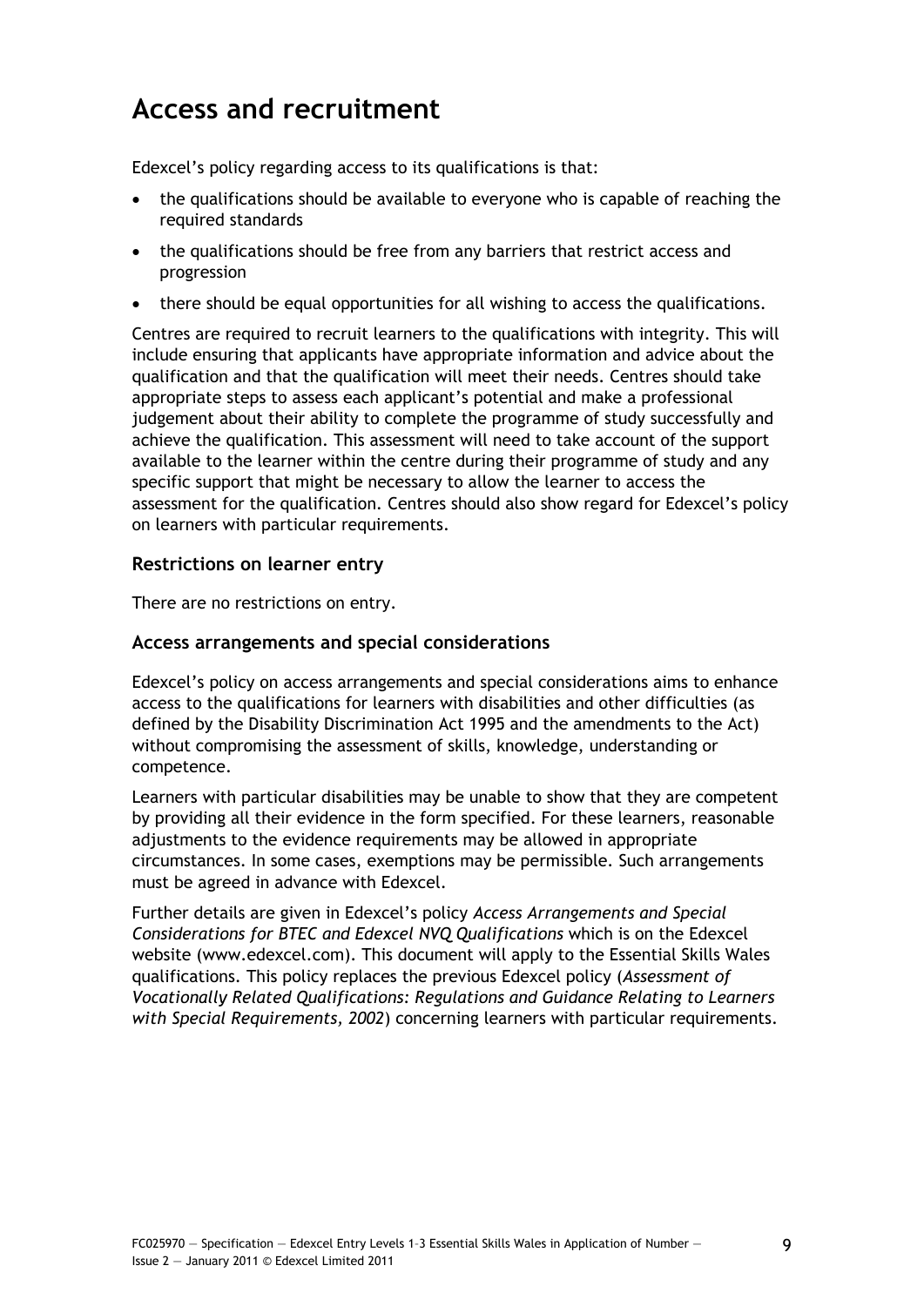# Access and recruitment

Edexcel's policy regarding access to its qualifications is that:

- the qualifications should be available to everyone who is capable of reaching the required standards
- the qualifications should be free from any barriers that restrict access and progression
- there should be equal opportunities for all wishing to access the qualifications.

Centres are required to recruit learners to the qualifications with integrity. This will include ensuring that applicants have appropriate information and advice about the qualification and that the qualification will meet their needs. Centres should take appropriate steps to assess each applicant's potential and make a professional judgement about their ability to complete the programme of study successfully and achieve the qualification. This assessment will need to take account of the support available to the learner within the centre during their programme of study and any specific support that might be necessary to allow the learner to access the assessment for the qualification. Centres should also show regard for Edexcel's policy on learners with particular requirements.

### Restrictions on learner entry

There are no restrictions on entry.

### Access arrangements and special considerations

Edexcel's policy on access arrangements and special considerations aims to enhance access to the qualifications for learners with disabilities and other difficulties (as defined by the Disability Discrimination Act 1995 and the amendments to the Act) without compromising the assessment of skills, knowledge, understanding or competence.

Learners with particular disabilities may be unable to show that they are competent by providing all their evidence in the form specified. For these learners, reasonable adjustments to the evidence requirements may be allowed in appropriate circumstances. In some cases, exemptions may be permissible. Such arrangements must be agreed in advance with Edexcel.

Further details are given in Edexcel's policy *Access Arrangements and Special Considerations for BTEC and Edexcel NVQ Qualifications* which is on the Edexcel website (www.edexcel.com). This document will apply to the Essential Skills Wales qualifications. This policy replaces the previous Edexcel policy (*Assessment of Vocationally Related Qualifications: Regulations and Guidance Relating to Learners with Special Requirements, 2002*) concerning learners with particular requirements.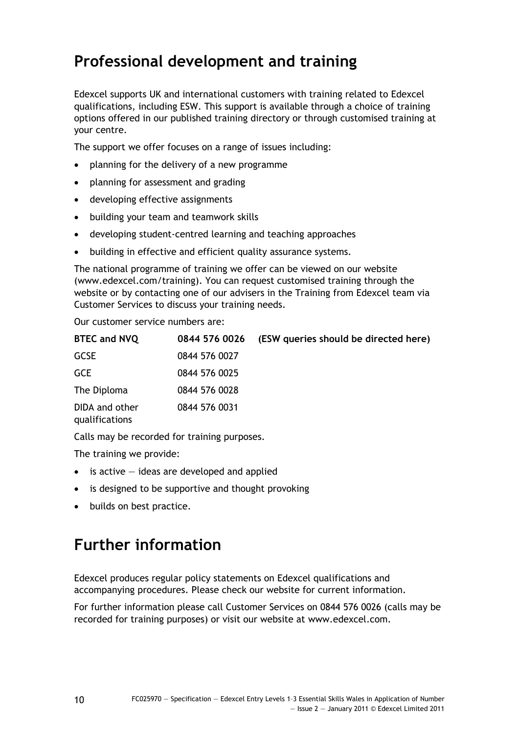## Professional development and training

Edexcel supports UK and international customers with training related to Edexcel qualifications, including ESW. This support is available through a choice of training options offered in our published training directory or through customised training at your centre.

The support we offer focuses on a range of issues including:

- planning for the delivery of a new programme
- planning for assessment and grading
- developing effective assignments
- building your team and teamwork skills
- developing student-centred learning and teaching approaches
- building in effective and efficient quality assurance systems.

The national programme of training we offer can be viewed on our website (www.edexcel.com/training). You can request customised training through the website or by contacting one of our advisers in the Training from Edexcel team via Customer Services to discuss your training needs.

Our customer service numbers are:

| **BTEC and NVQ** | **0844 576 0026** | **(ESW queries should be directed here)** |
|---|---|---|
| GCSE | 0844 576 0027 | |
| GCE | 0844 576 0025 | |
| The Diploma | 0844 576 0028 | |
| DIDA and other qualifications | 0844 576 0031 | |

Calls may be recorded for training purposes.

The training we provide:

- is active — ideas are developed and applied
- is designed to be supportive and thought provoking
- builds on best practice.

## Further information

Edexcel produces regular policy statements on Edexcel qualifications and accompanying procedures. Please check our website for current information.

For further information please call Customer Services on 0844 576 0026 (calls may be recorded for training purposes) or visit our website at www.edexcel.com.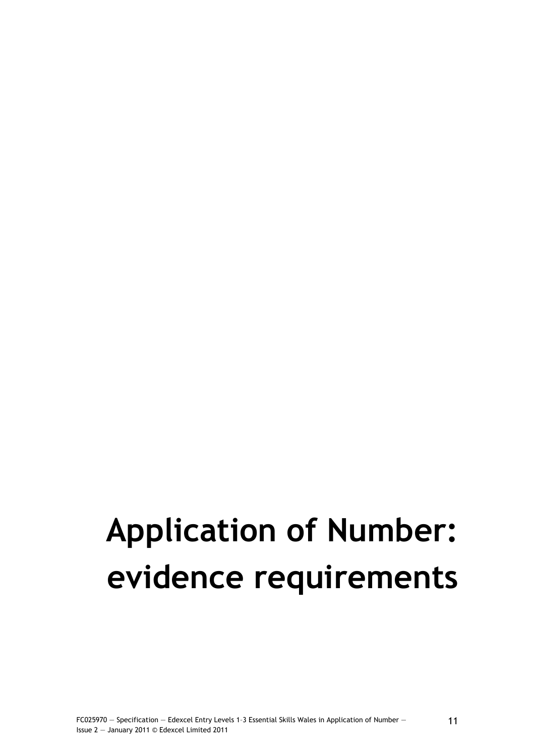# Application of Number: evidence requirements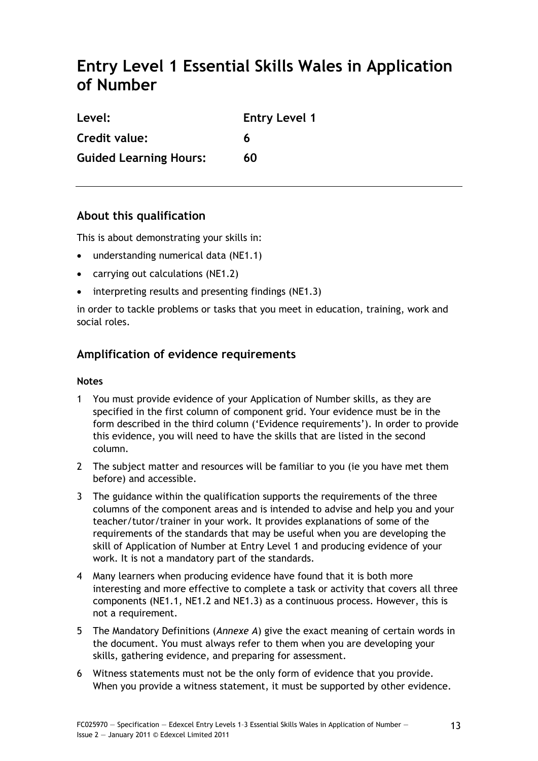# Entry Level 1 Essential Skills Wales in Application of Number

| | |
|---|---|
| **Level:** | **Entry Level 1** |
| **Credit value:** | **6** |
| **Guided Learning Hours:** | **60** |

---

## About this qualification

This is about demonstrating your skills in:

- understanding numerical data (NE1.1)
- carrying out calculations (NE1.2)
- interpreting results and presenting findings (NE1.3)

in order to tackle problems or tasks that you meet in education, training, work and social roles.

## Amplification of evidence requirements

**Notes**

1. You must provide evidence of your Application of Number skills, as they are specified in the first column of component grid. Your evidence must be in the form described in the third column ('Evidence requirements'). In order to provide this evidence, you will need to have the skills that are listed in the second column.
2. The subject matter and resources will be familiar to you (ie you have met them before) and accessible.
3. The guidance within the qualification supports the requirements of the three columns of the component areas and is intended to advise and help you and your teacher/tutor/trainer in your work. It provides explanations of some of the requirements of the standards that may be useful when you are developing the skill of Application of Number at Entry Level 1 and producing evidence of your work. It is not a mandatory part of the standards.
4. Many learners when producing evidence have found that it is both more interesting and more effective to complete a task or activity that covers all three components (NE1.1, NE1.2 and NE1.3) as a continuous process. However, this is not a requirement.
5. The Mandatory Definitions (*Annexe A*) give the exact meaning of certain words in the document. You must always refer to them when you are developing your skills, gathering evidence, and preparing for assessment.
6. Witness statements must not be the only form of evidence that you provide. When you provide a witness statement, it must be supported by other evidence.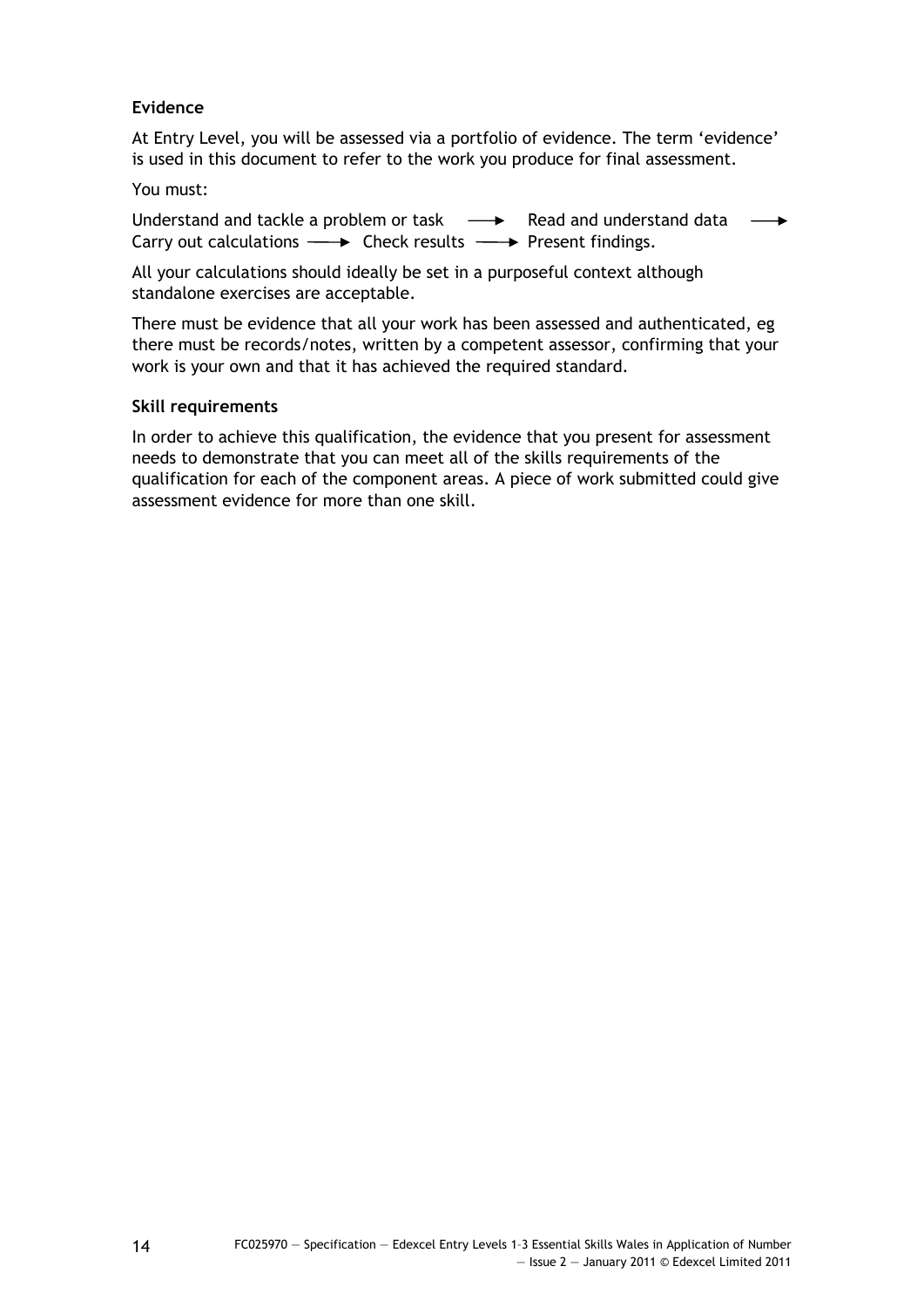### Evidence

At Entry Level, you will be assessed via a portfolio of evidence. The term 'evidence' is used in this document to refer to the work you produce for final assessment.

You must:

Understand and tackle a problem or task ⟶ Read and understand data ⟶ Carry out calculations ⟶ Check results ⟶ Present findings.

All your calculations should ideally be set in a purposeful context although standalone exercises are acceptable.

There must be evidence that all your work has been assessed and authenticated, eg there must be records/notes, written by a competent assessor, confirming that your work is your own and that it has achieved the required standard.

### Skill requirements

In order to achieve this qualification, the evidence that you present for assessment needs to demonstrate that you can meet all of the skills requirements of the qualification for each of the component areas. A piece of work submitted could give assessment evidence for more than one skill.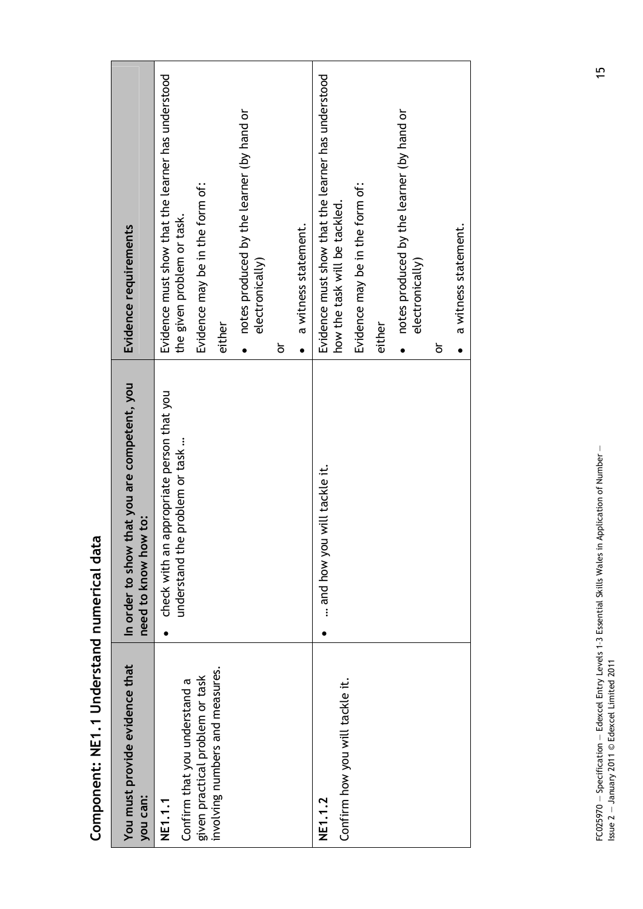## Component: NE1.1 Understand numerical data

| You must provide evidence that you can: | In order to show that you are competent, you need to know how to: | Evidence requirements |
|---|---|---|
| **NE1.1.1** Confirm that you understand a given practical problem or task involving numbers and measures. | • check with an appropriate person that you understand the problem or task … | Evidence must show that the learner has understood the given problem or task. Evidence may be in the form of: either • notes produced by the learner (by hand or electronically) or • a witness statement. |
| **NE1.1.2** Confirm how you will tackle it. | • … and how you will tackle it. | Evidence must show that the learner has understood how the task will be tackled. Evidence may be in the form of: either • notes produced by the learner (by hand or electronically) or • a witness statement. |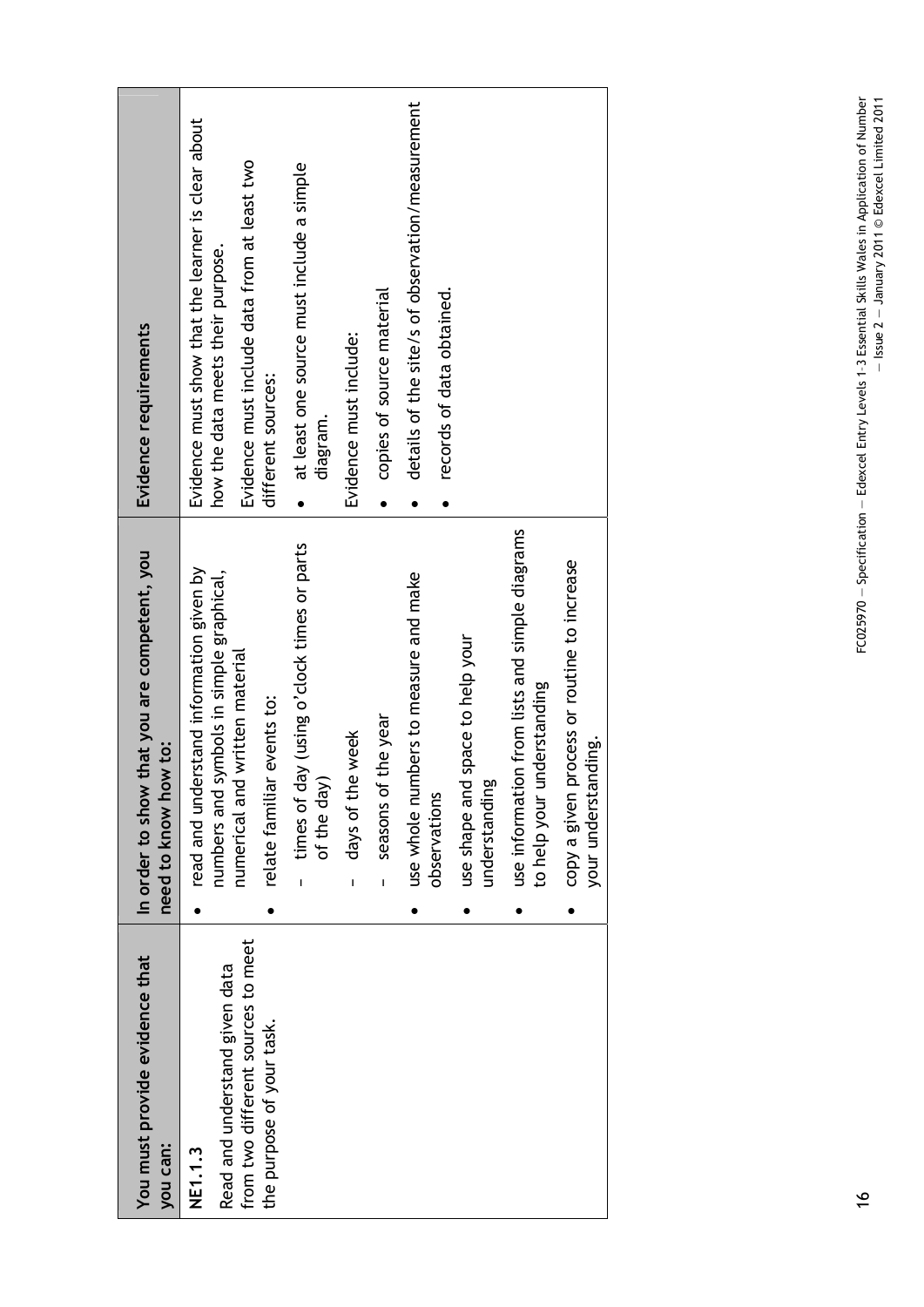| You must provide evidence that you can: | In order to show that you are competent, you need to know how to: | Evidence requirements |
|---|---|---|
| **NE1.1.3**<br>Read and understand given data from two different sources to meet the purpose of your task. | • read and understand information given by numbers and symbols in simple graphical, numerical and written material<br>• relate familiar events to:<br>– times of day (using o'clock times or parts of the day)<br>– days of the week<br>– seasons of the year<br>• use whole numbers to measure and make observations<br>• use shape and space to help your understanding<br>• use information from lists and simple diagrams to help your understanding<br>• copy a given process or routine to increase your understanding. | Evidence must show that the learner is clear about how the data meets their purpose.<br>Evidence must include data from at least two different sources:<br>• at least one source must include a simple diagram.<br>Evidence must include:<br>• copies of source material<br>• details of the site/s of observation/measurement<br>• records of data obtained. |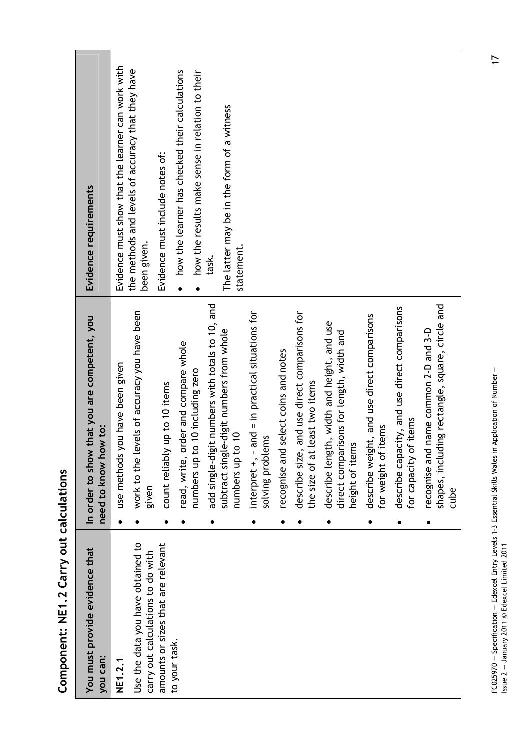## Component: NE1.2 Carry out calculations

| You must provide evidence that you can: | In order to show that you are competent, you need to know how to: | Evidence requirements |
|---|---|---|
| **NE1.2.1**<br>Use the data you have obtained to carry out calculations to do with amounts or sizes that are relevant to your task. | • use methods you have been given<br>• work to the levels of accuracy you have been given<br>• count reliably up to 10 items<br>• read, write, order and compare whole numbers up to 10 including zero<br>• add single-digit numbers with totals to 10, and subtract single-digit numbers from whole numbers up to 10<br>• interpret +, - and = in practical situations for solving problems<br>• recognise and select coins and notes<br>• describe size, and use direct comparisons for the size of at least two items<br>• describe length, width and height, and use direct comparisons for length, width and height of items<br>• describe weight, and use direct comparisons for weight of items<br>• describe capacity, and use direct comparisons for capacity of items<br>• recognise and name common 2-D and 3-D shapes, including rectangle, square, circle and cube | Evidence must show that the learner can work with the methods and levels of accuracy that they have been given.<br>Evidence must include notes of:<br>• how the learner has checked their calculations<br>• how the results make sense in relation to their task.<br>The latter may be in the form of a witness statement. |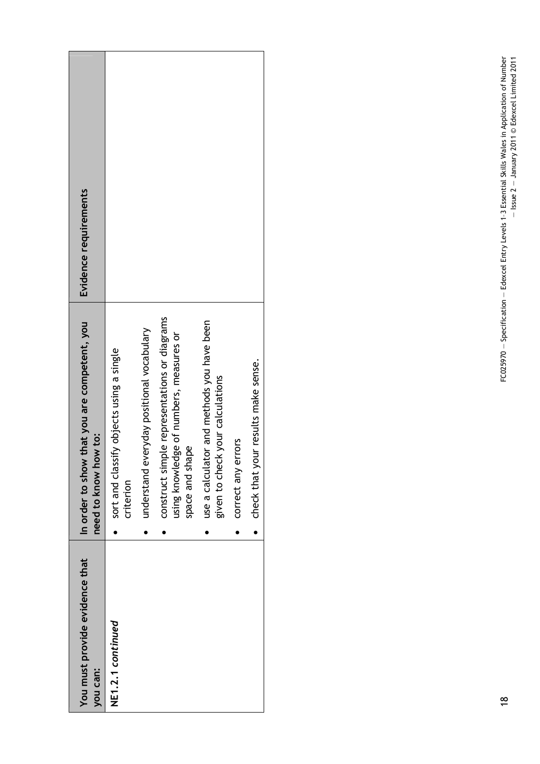| You must provide evidence that you can: | In order to show that you are competent, you need to know how to: | Evidence requirements |
|---|---|---|
| ***NE1.2.1 continued*** | • sort and classify objects using a single criterion<br>• understand everyday positional vocabulary<br>• construct simple representations or diagrams using knowledge of numbers, measures or space and shape<br>• use a calculator and methods you have been given to check your calculations<br>• correct any errors<br>• check that your results make sense. | |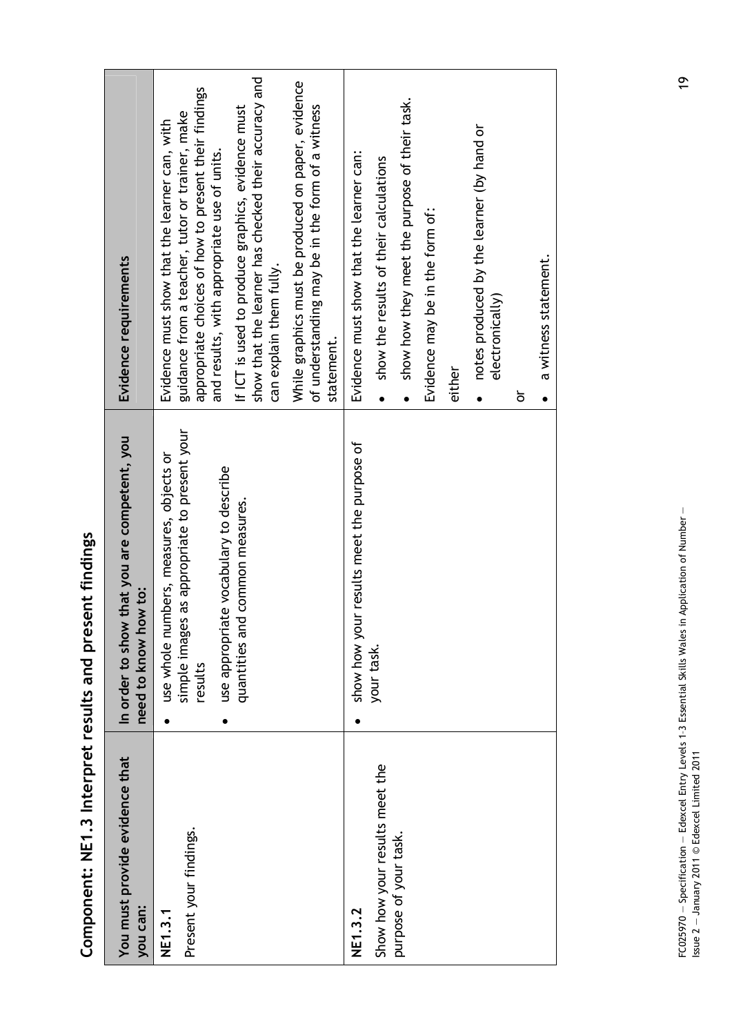## Component: NE1.3 Interpret results and present findings

| You must provide evidence that you can: | In order to show that you are competent, you need to know how to: | Evidence requirements |
|---|---|---|
| **NE1.3.1**<br>Present your findings. | • use whole numbers, measures, objects or simple images as appropriate to present your results<br>• use appropriate vocabulary to describe quantities and common measures. | Evidence must show that the learner can, with guidance from a teacher, tutor or trainer, make appropriate choices of how to present their findings and results, with appropriate use of units.<br>If ICT is used to produce graphics, evidence must show that the learner has checked their accuracy and can explain them fully.<br>While graphics must be produced on paper, evidence of understanding may be in the form of a witness statement. |
| **NE1.3.2**<br>Show how your results meet the purpose of your task. | • show how your results meet the purpose of your task. | Evidence must show that the learner can:<br>• show the results of their calculations<br>• show how they meet the purpose of their task.<br>Evidence may be in the form of:<br>either<br>• notes produced by the learner (by hand or electronically)<br>or<br>• a witness statement. |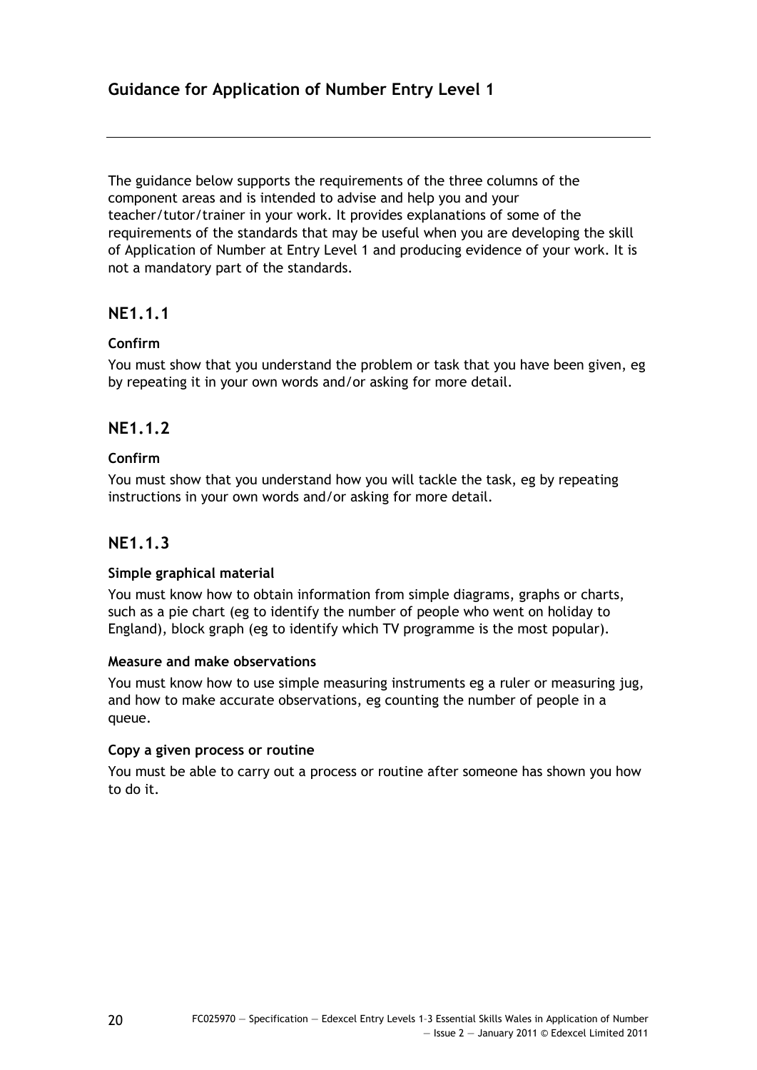## Guidance for Application of Number Entry Level 1

The guidance below supports the requirements of the three columns of the component areas and is intended to advise and help you and your teacher/tutor/trainer in your work. It provides explanations of some of the requirements of the standards that may be useful when you are developing the skill of Application of Number at Entry Level 1 and producing evidence of your work. It is not a mandatory part of the standards.

### NE1.1.1

**Confirm**

You must show that you understand the problem or task that you have been given, eg by repeating it in your own words and/or asking for more detail.

### NE1.1.2

**Confirm**

You must show that you understand how you will tackle the task, eg by repeating instructions in your own words and/or asking for more detail.

### NE1.1.3

**Simple graphical material**

You must know how to obtain information from simple diagrams, graphs or charts, such as a pie chart (eg to identify the number of people who went on holiday to England), block graph (eg to identify which TV programme is the most popular).

**Measure and make observations**

You must know how to use simple measuring instruments eg a ruler or measuring jug, and how to make accurate observations, eg counting the number of people in a queue.

**Copy a given process or routine**

You must be able to carry out a process or routine after someone has shown you how to do it.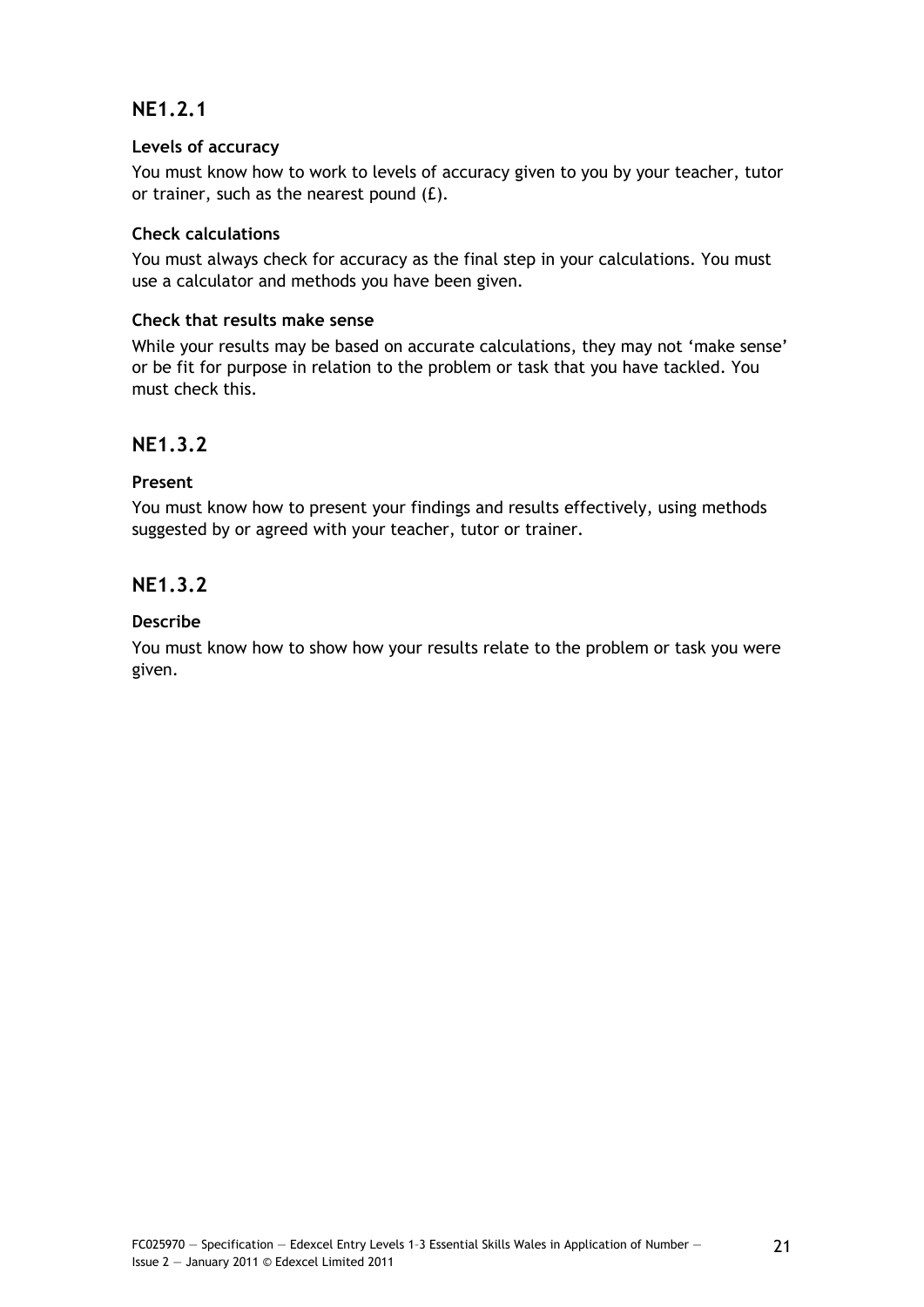## NE1.2.1

### Levels of accuracy

You must know how to work to levels of accuracy given to you by your teacher, tutor or trainer, such as the nearest pound (£).

### Check calculations

You must always check for accuracy as the final step in your calculations. You must use a calculator and methods you have been given.

### Check that results make sense

While your results may be based on accurate calculations, they may not 'make sense' or be fit for purpose in relation to the problem or task that you have tackled. You must check this.

## NE1.3.2

### Present

You must know how to present your findings and results effectively, using methods suggested by or agreed with your teacher, tutor or trainer.

## NE1.3.2

### Describe

You must know how to show how your results relate to the problem or task you were given.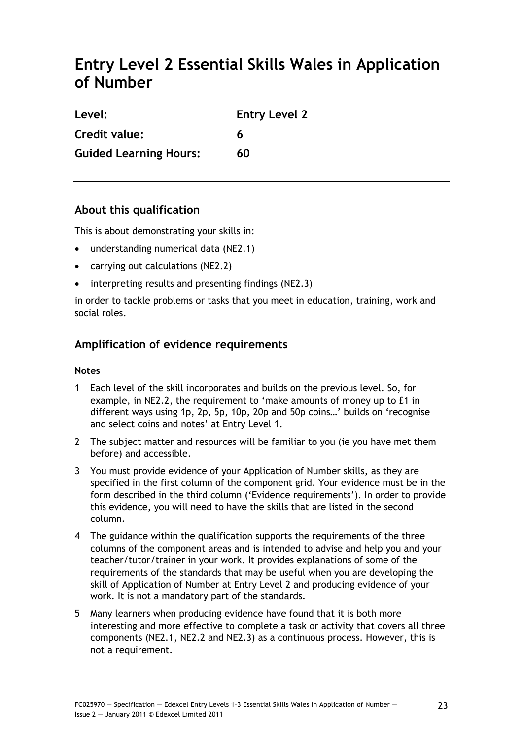# Entry Level 2 Essential Skills Wales in Application of Number

| | |
|---|---|
| **Level:** | **Entry Level 2** |
| **Credit value:** | **6** |
| **Guided Learning Hours:** | **60** |

## About this qualification

This is about demonstrating your skills in:

- understanding numerical data (NE2.1)
- carrying out calculations (NE2.2)
- interpreting results and presenting findings (NE2.3)

in order to tackle problems or tasks that you meet in education, training, work and social roles.

## Amplification of evidence requirements

**Notes**

1. Each level of the skill incorporates and builds on the previous level. So, for example, in NE2.2, the requirement to 'make amounts of money up to £1 in different ways using 1p, 2p, 5p, 10p, 20p and 50p coins…' builds on 'recognise and select coins and notes' at Entry Level 1.
2. The subject matter and resources will be familiar to you (ie you have met them before) and accessible.
3. You must provide evidence of your Application of Number skills, as they are specified in the first column of the component grid. Your evidence must be in the form described in the third column ('Evidence requirements'). In order to provide this evidence, you will need to have the skills that are listed in the second column.
4. The guidance within the qualification supports the requirements of the three columns of the component areas and is intended to advise and help you and your teacher/tutor/trainer in your work. It provides explanations of some of the requirements of the standards that may be useful when you are developing the skill of Application of Number at Entry Level 2 and producing evidence of your work. It is not a mandatory part of the standards.
5. Many learners when producing evidence have found that it is both more interesting and more effective to complete a task or activity that covers all three components (NE2.1, NE2.2 and NE2.3) as a continuous process. However, this is not a requirement.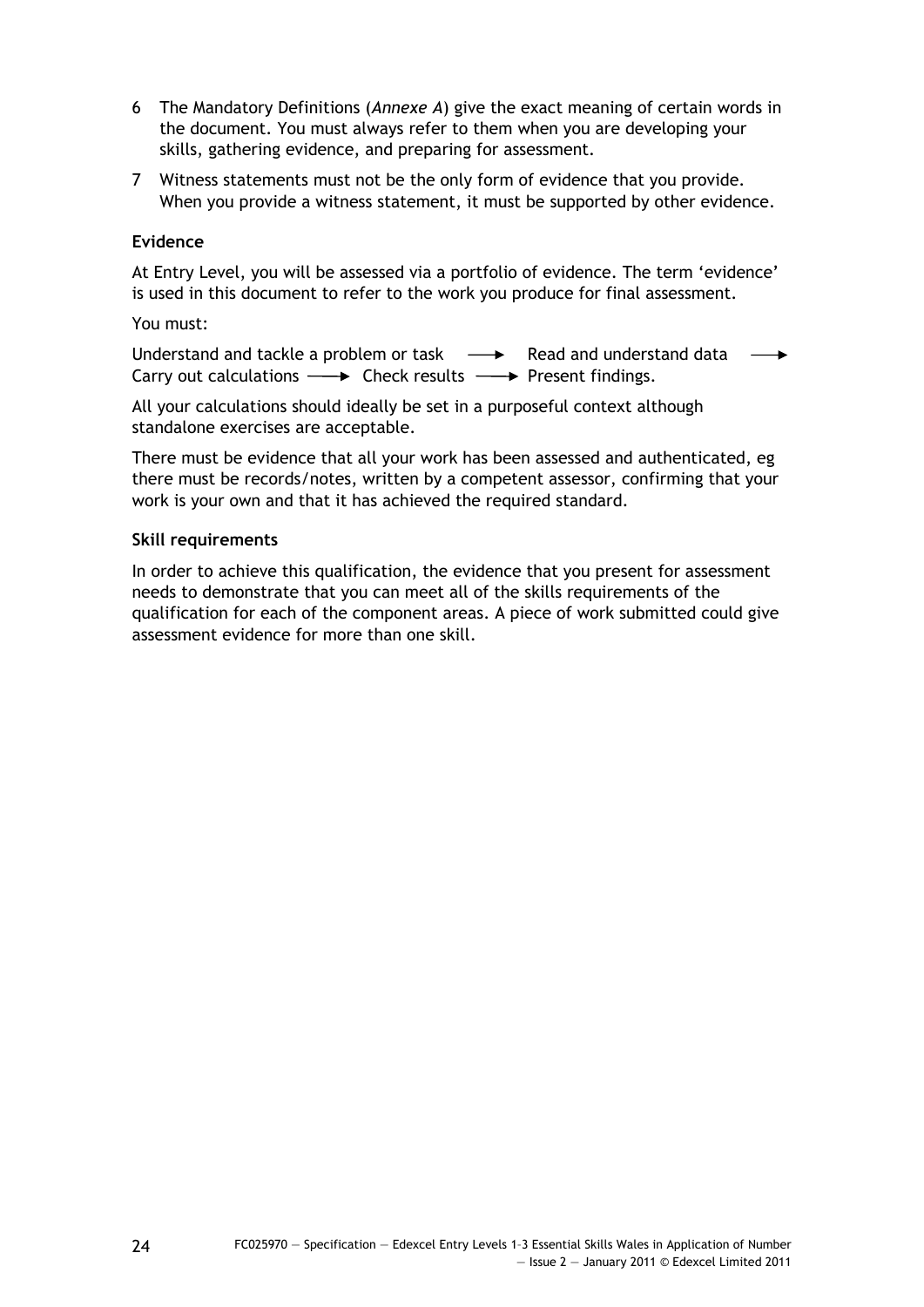6 The Mandatory Definitions (*Annexe A*) give the exact meaning of certain words in the document. You must always refer to them when you are developing your skills, gathering evidence, and preparing for assessment.

7 Witness statements must not be the only form of evidence that you provide. When you provide a witness statement, it must be supported by other evidence.

**Evidence**

At Entry Level, you will be assessed via a portfolio of evidence. The term 'evidence' is used in this document to refer to the work you produce for final assessment.

You must:

Understand and tackle a problem or task ⟶ Read and understand data ⟶ Carry out calculations ⟶ Check results ⟶ Present findings.

All your calculations should ideally be set in a purposeful context although standalone exercises are acceptable.

There must be evidence that all your work has been assessed and authenticated, eg there must be records/notes, written by a competent assessor, confirming that your work is your own and that it has achieved the required standard.

**Skill requirements**

In order to achieve this qualification, the evidence that you present for assessment needs to demonstrate that you can meet all of the skills requirements of the qualification for each of the component areas. A piece of work submitted could give assessment evidence for more than one skill.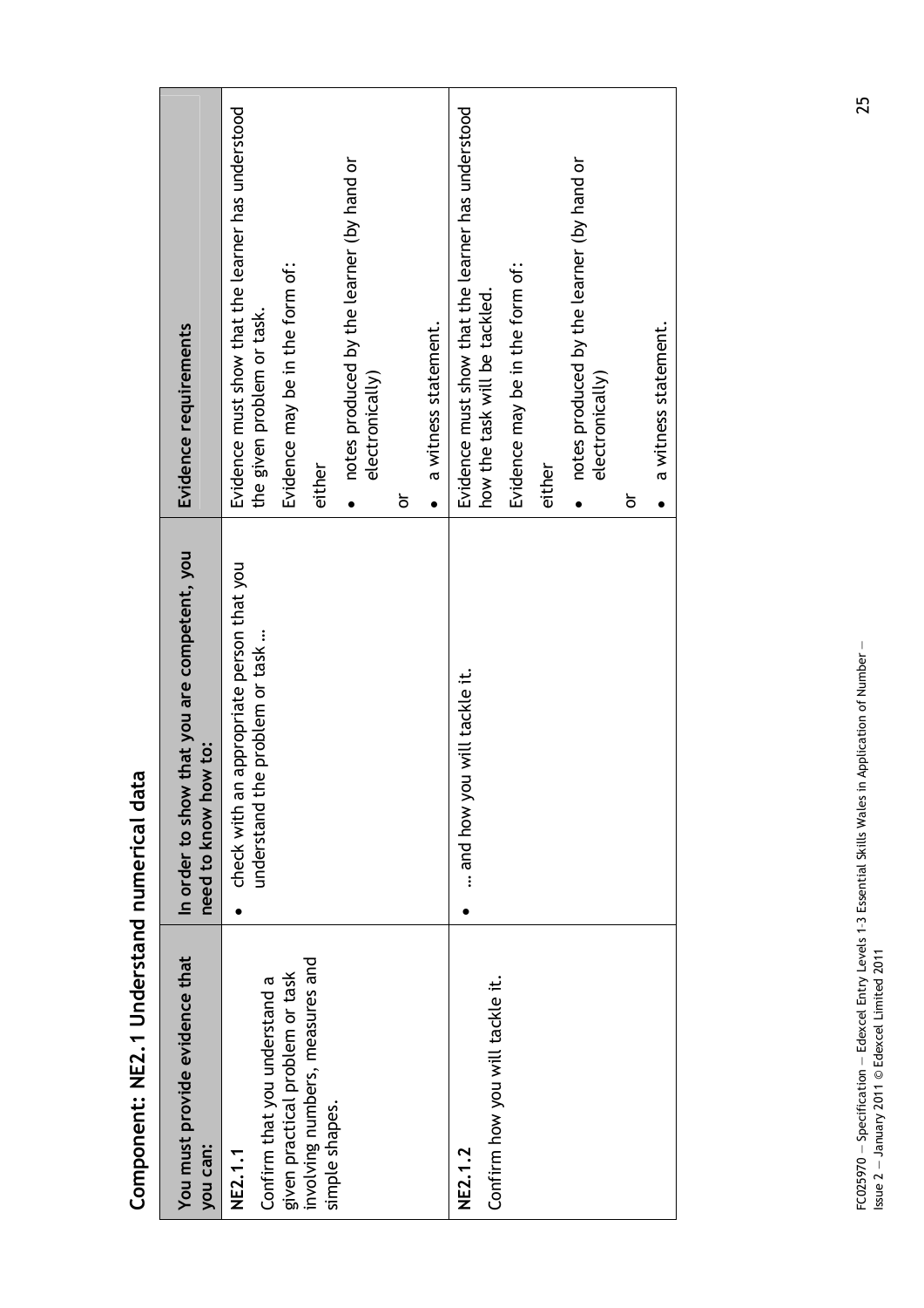# Component: NE2.1 Understand numerical data

| You must provide evidence that you can: | In order to show that you are competent, you need to know how to: | Evidence requirements |
|---|---|---|
| **NE2.1.1**<br>Confirm that you understand a given practical problem or task involving numbers, measures and simple shapes. | • check with an appropriate person that you understand the problem or task … | Evidence must show that the learner has understood the given problem or task.<br>Evidence may be in the form of:<br>either<br>• notes produced by the learner (by hand or electronically)<br>or<br>• a witness statement. |
| **NE2.1.2**<br>Confirm how you will tackle it. | • … and how you will tackle it. | Evidence must show that the learner has understood how the task will be tackled.<br>Evidence may be in the form of:<br>either<br>• notes produced by the learner (by hand or electronically)<br>or<br>• a witness statement. |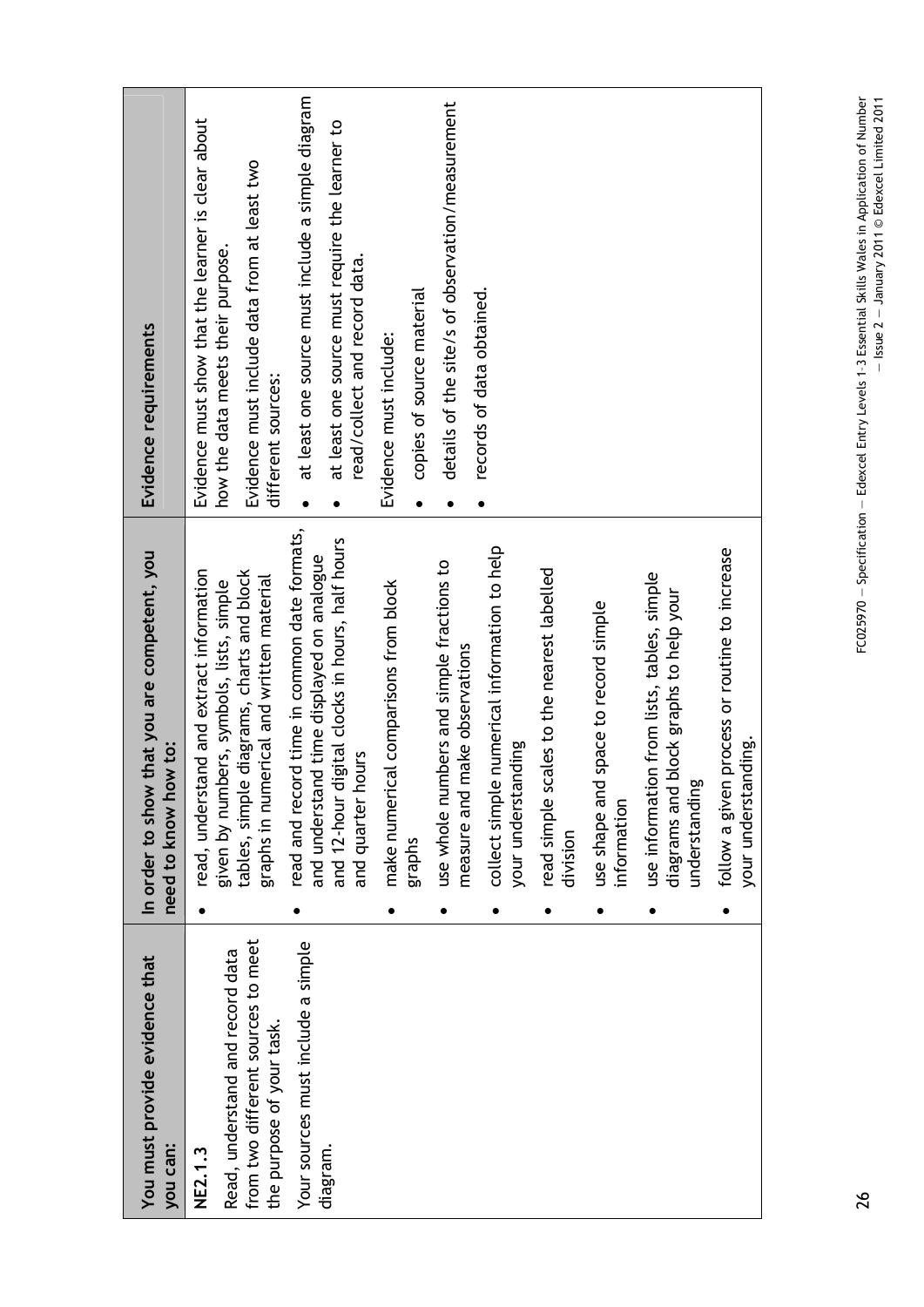| You must provide evidence that you can: | In order to show that you are competent, you need to know how to: | Evidence requirements |
|---|---|---|
| **NE2.1.3**<br><br>Read, understand and record data from two different sources to meet the purpose of your task.<br><br>Your sources must include a simple diagram. | • read, understand and extract information given by numbers, symbols, lists, simple tables, simple diagrams, charts and block graphs in numerical and written material<br>• read and record time in common date formats, and understand time displayed on analogue and 12-hour digital clocks in hours, half hours and quarter hours<br>• make numerical comparisons from block graphs<br>• use whole numbers and simple fractions to measure and make observations<br>• collect simple numerical information to help your understanding<br>• read simple scales to the nearest labelled division<br>• use shape and space to record simple information<br>• use information from lists, tables, simple diagrams and block graphs to help your understanding<br>• follow a given process or routine to increase your understanding. | Evidence must show that the learner is clear about how the data meets their purpose.<br><br>Evidence must include data from at least two different sources:<br>• at least one source must include a simple diagram<br>• at least one source must require the learner to read/collect and record data.<br><br>Evidence must include:<br>• copies of source material<br>• details of the site/s of observation/measurement<br>• records of data obtained. |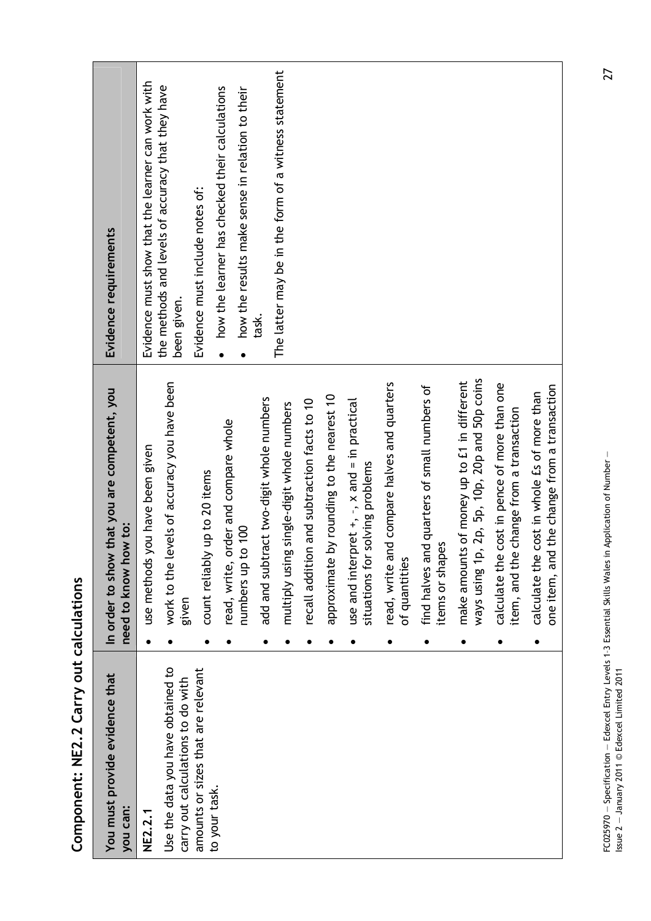## Component: NE2.2 Carry out calculations

| You must provide evidence that you can: | In order to show that you are competent, you need to know how to: | Evidence requirements |
|---|---|---|
| **NE2.1**<br><br>Use the data you have obtained to carry out calculations to do with amounts or sizes that are relevant to your task. | • use methods you have been given<br>• work to the levels of accuracy you have been given<br>• count reliably up to 20 items<br>• read, write, order and compare whole numbers up to 100<br>• add and subtract two-digit whole numbers<br>• multiply using single-digit whole numbers<br>• recall addition and subtraction facts to 10<br>• approximate by rounding to the nearest 10<br>• use and interpret +, −, x and = in practical situations for solving problems<br>• read, write and compare halves and quarters of quantities<br>• find halves and quarters of small numbers of items or shapes<br>• make amounts of money up to £1 in different ways using 1p, 2p, 5p, 10p, 20p and 50p coins<br>• calculate the cost in pence of more than one item, and the change from a transaction<br>• calculate the cost in whole £s of more than one item, and the change from a transaction | Evidence must show that the learner can work with the methods and levels of accuracy that they have been given.<br><br>Evidence must include notes of:<br><br>• how the learner has checked their calculations<br>• how the results make sense in relation to their task.<br><br>The latter may be in the form of a witness statement |

FC025970 — Specification — Edexcel Entry Levels 1-3 Essential Skills Wales in Application of Number — Issue 2 — January 2011 © Edexcel Limited 2011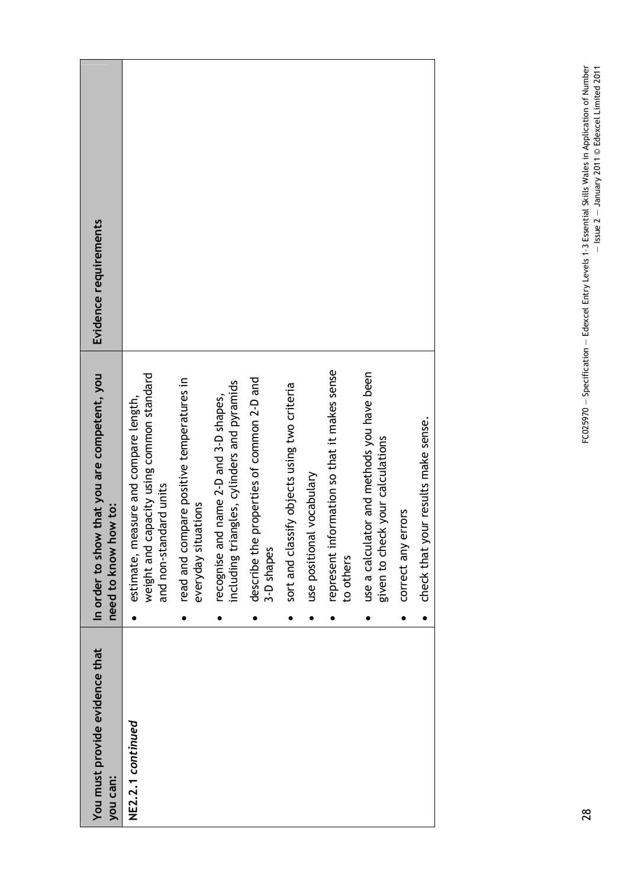| You must provide evidence that you can: | In order to show that you are competent, you need to know how to: | Evidence requirements |
|---|---|---|
| **NE2.2.1** ***continued*** | • estimate, measure and compare length, weight and capacity using common standard and non-standard units<br>• read and compare positive temperatures in everyday situations<br>• recognise and name 2-D and 3-D shapes, including triangles, cylinders and pyramids<br>• describe the properties of common 2-D and 3-D shapes<br>• sort and classify objects using two criteria<br>• use positional vocabulary<br>• represent information so that it makes sense to others<br>• use a calculator and methods you have been given to check your calculations<br>• correct any errors<br>• check that your results make sense. | |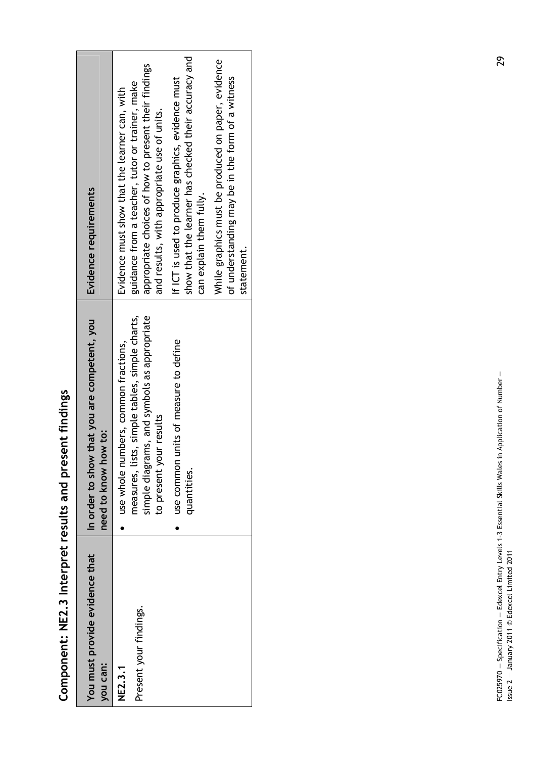## Component: NE2.3 Interpret results and present findings

| You must provide evidence that you can: | In order to show that you are competent, you need to know how to: | Evidence requirements |
|---|---|---|
| **NE2.3.1**<br>Present your findings. | • use whole numbers, common fractions, measures, lists, simple tables, simple charts, simple diagrams, and symbols as appropriate to present your results<br>• use common units of measure to define quantities. | Evidence must show that the learner can, with guidance from a teacher, tutor or trainer, make appropriate choices of how to present their findings and results, with appropriate use of units.<br>If ICT is used to produce graphics, evidence must show that the learner has checked their accuracy and can explain them fully.<br>While graphics must be produced on paper, evidence of understanding may be in the form of a witness statement. |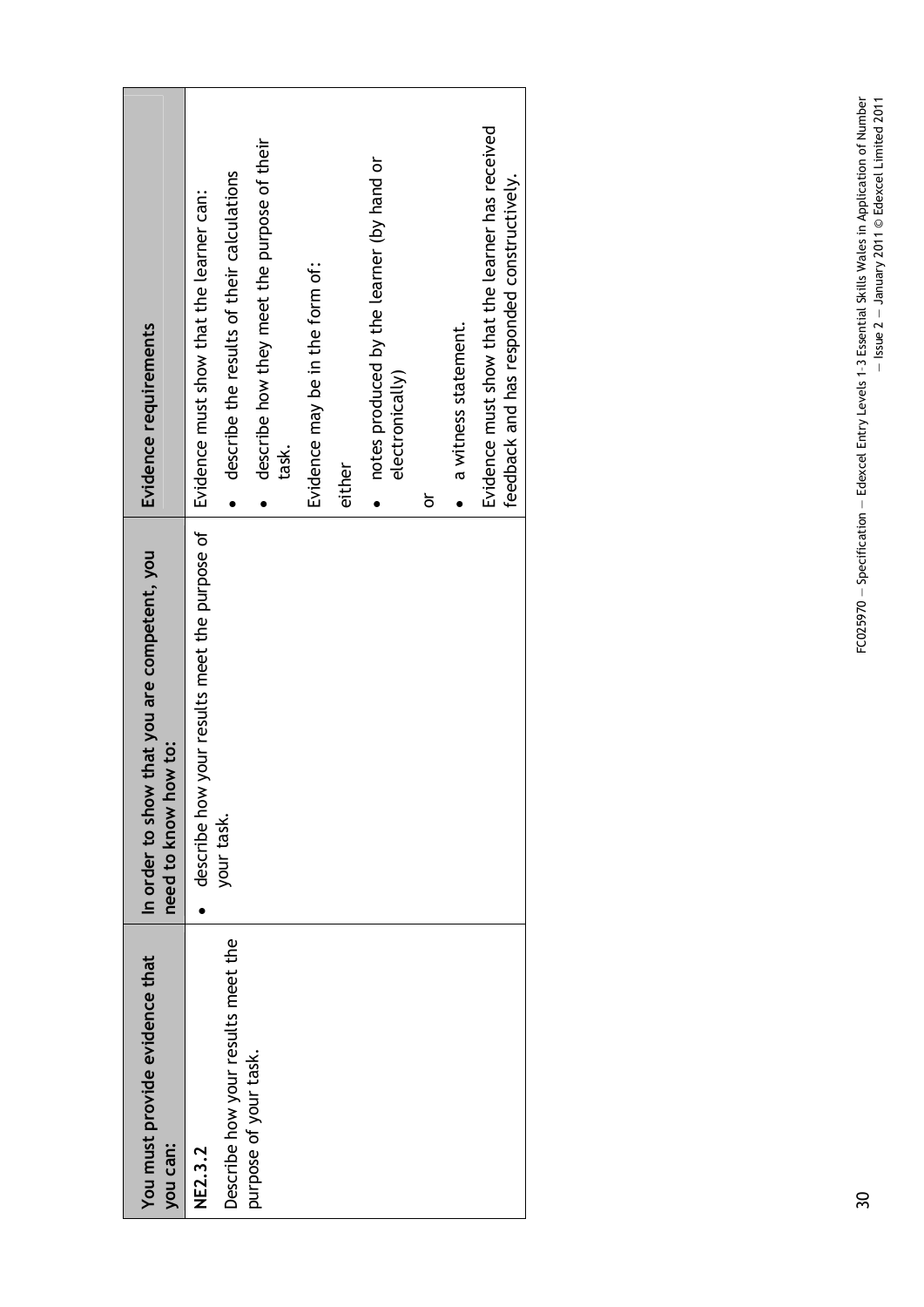| You must provide evidence that you can: | In order to show that you are competent, you need to know how to: | Evidence requirements |
|---|---|---|
| **NE2.3.2**<br>Describe how your results meet the purpose of your task. | • describe how your results meet the purpose of your task. | Evidence must show that the learner can:<br>• describe the results of their calculations<br>• describe how they meet the purpose of their task.<br>Evidence may be in the form of:<br>either<br>• notes produced by the learner (by hand or electronically)<br>or<br>• a witness statement.<br>Evidence must show that the learner has received feedback and has responded constructively. |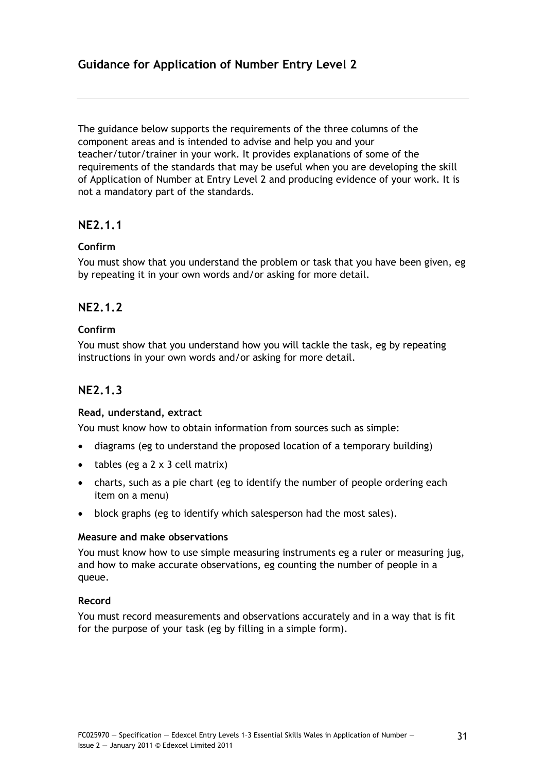## Guidance for Application of Number Entry Level 2

The guidance below supports the requirements of the three columns of the component areas and is intended to advise and help you and your teacher/tutor/trainer in your work. It provides explanations of some of the requirements of the standards that may be useful when you are developing the skill of Application of Number at Entry Level 2 and producing evidence of your work. It is not a mandatory part of the standards.

### NE2.1.1

**Confirm**

You must show that you understand the problem or task that you have been given, eg by repeating it in your own words and/or asking for more detail.

### NE2.1.2

**Confirm**

You must show that you understand how you will tackle the task, eg by repeating instructions in your own words and/or asking for more detail.

### NE2.1.3

**Read, understand, extract**

You must know how to obtain information from sources such as simple:

- diagrams (eg to understand the proposed location of a temporary building)
- tables (eg a 2 x 3 cell matrix)
- charts, such as a pie chart (eg to identify the number of people ordering each item on a menu)
- block graphs (eg to identify which salesperson had the most sales).

**Measure and make observations**

You must know how to use simple measuring instruments eg a ruler or measuring jug, and how to make accurate observations, eg counting the number of people in a queue.

**Record**

You must record measurements and observations accurately and in a way that is fit for the purpose of your task (eg by filling in a simple form).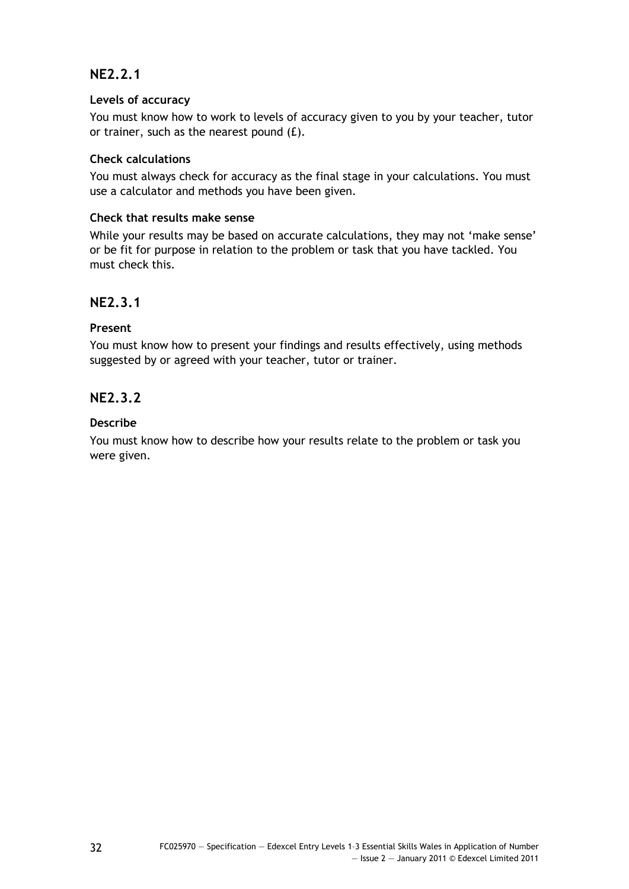## NE2.2.1

### Levels of accuracy

You must know how to work to levels of accuracy given to you by your teacher, tutor or trainer, such as the nearest pound (£).

### Check calculations

You must always check for accuracy as the final stage in your calculations. You must use a calculator and methods you have been given.

### Check that results make sense

While your results may be based on accurate calculations, they may not 'make sense' or be fit for purpose in relation to the problem or task that you have tackled. You must check this.

## NE2.3.1

### Present

You must know how to present your findings and results effectively, using methods suggested by or agreed with your teacher, tutor or trainer.

## NE2.3.2

### Describe

You must know how to describe how your results relate to the problem or task you were given.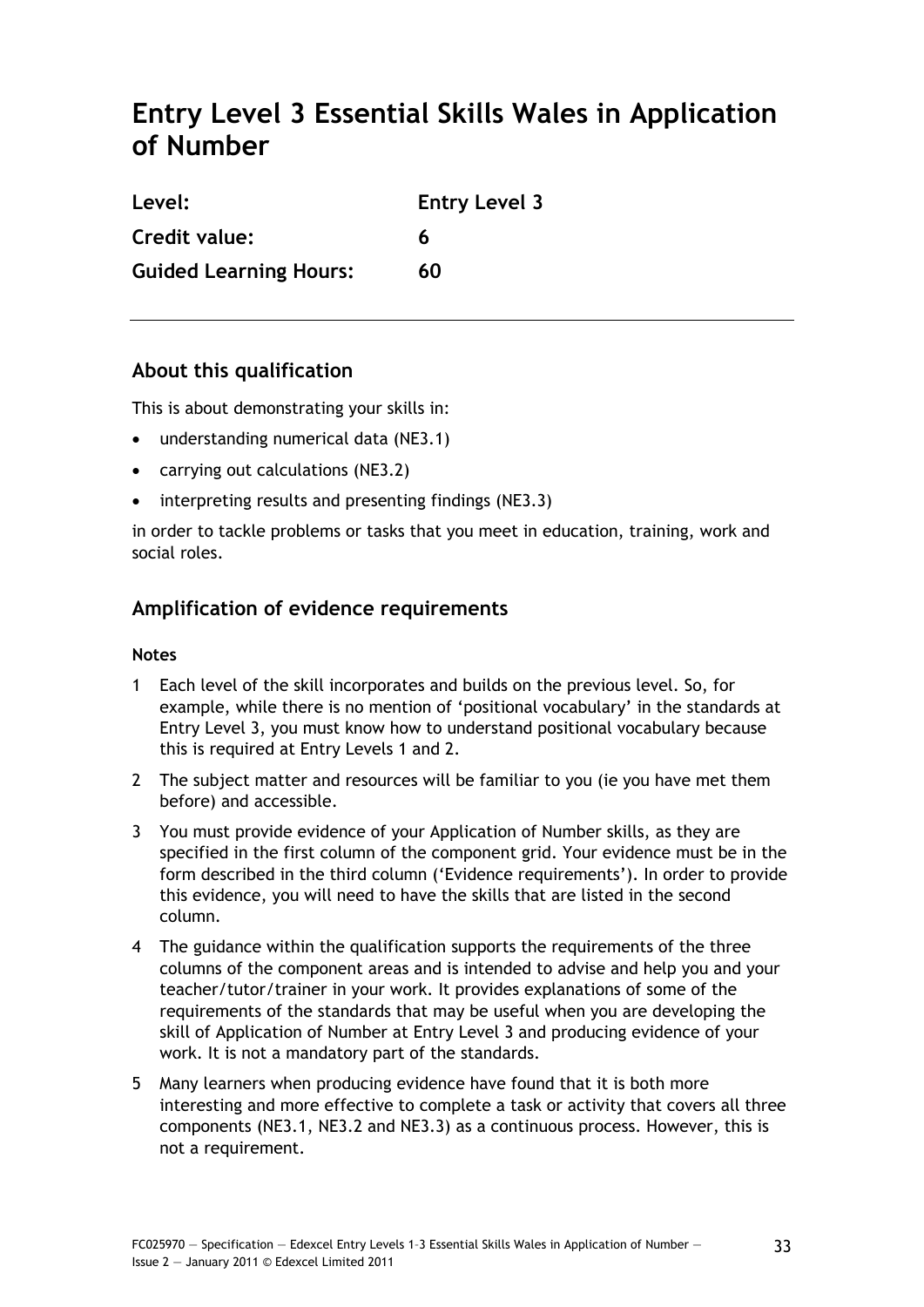# Entry Level 3 Essential Skills Wales in Application of Number

| | |
|---|---|
| **Level:** | **Entry Level 3** |
| **Credit value:** | **6** |
| **Guided Learning Hours:** | **60** |

---

## About this qualification

This is about demonstrating your skills in:

- understanding numerical data (NE3.1)
- carrying out calculations (NE3.2)
- interpreting results and presenting findings (NE3.3)

in order to tackle problems or tasks that you meet in education, training, work and social roles.

## Amplification of evidence requirements

**Notes**

1. Each level of the skill incorporates and builds on the previous level. So, for example, while there is no mention of 'positional vocabulary' in the standards at Entry Level 3, you must know how to understand positional vocabulary because this is required at Entry Levels 1 and 2.
2. The subject matter and resources will be familiar to you (ie you have met them before) and accessible.
3. You must provide evidence of your Application of Number skills, as they are specified in the first column of the component grid. Your evidence must be in the form described in the third column ('Evidence requirements'). In order to provide this evidence, you will need to have the skills that are listed in the second column.
4. The guidance within the qualification supports the requirements of the three columns of the component areas and is intended to advise and help you and your teacher/tutor/trainer in your work. It provides explanations of some of the requirements of the standards that may be useful when you are developing the skill of Application of Number at Entry Level 3 and producing evidence of your work. It is not a mandatory part of the standards.
5. Many learners when producing evidence have found that it is both more interesting and more effective to complete a task or activity that covers all three components (NE3.1, NE3.2 and NE3.3) as a continuous process. However, this is not a requirement.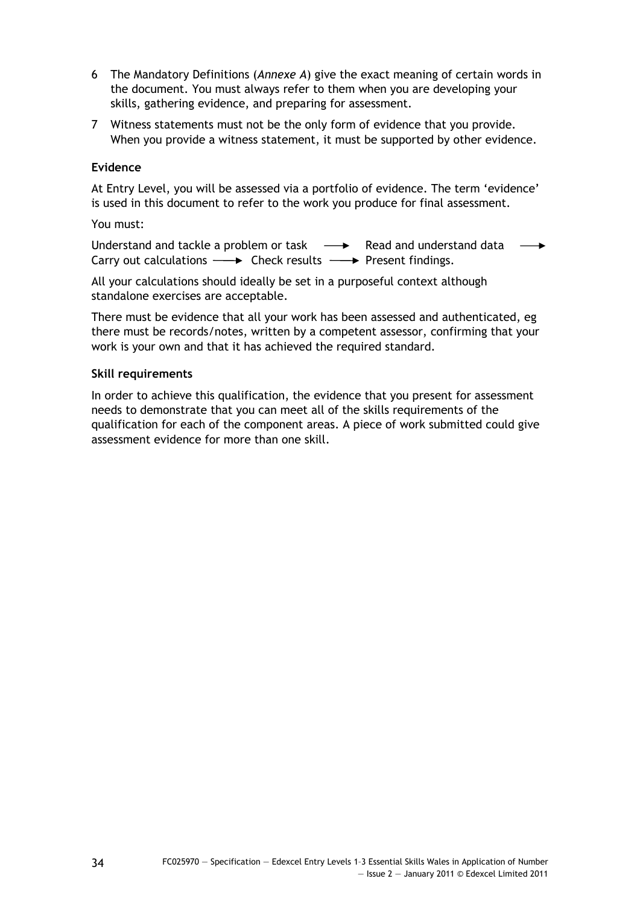6 The Mandatory Definitions (*Annexe A*) give the exact meaning of certain words in the document. You must always refer to them when you are developing your skills, gathering evidence, and preparing for assessment.

7 Witness statements must not be the only form of evidence that you provide. When you provide a witness statement, it must be supported by other evidence.

**Evidence**

At Entry Level, you will be assessed via a portfolio of evidence. The term 'evidence' is used in this document to refer to the work you produce for final assessment.

You must:

Understand and tackle a problem or task → Read and understand data → Carry out calculations → Check results → Present findings.

All your calculations should ideally be set in a purposeful context although standalone exercises are acceptable.

There must be evidence that all your work has been assessed and authenticated, eg there must be records/notes, written by a competent assessor, confirming that your work is your own and that it has achieved the required standard.

**Skill requirements**

In order to achieve this qualification, the evidence that you present for assessment needs to demonstrate that you can meet all of the skills requirements of the qualification for each of the component areas. A piece of work submitted could give assessment evidence for more than one skill.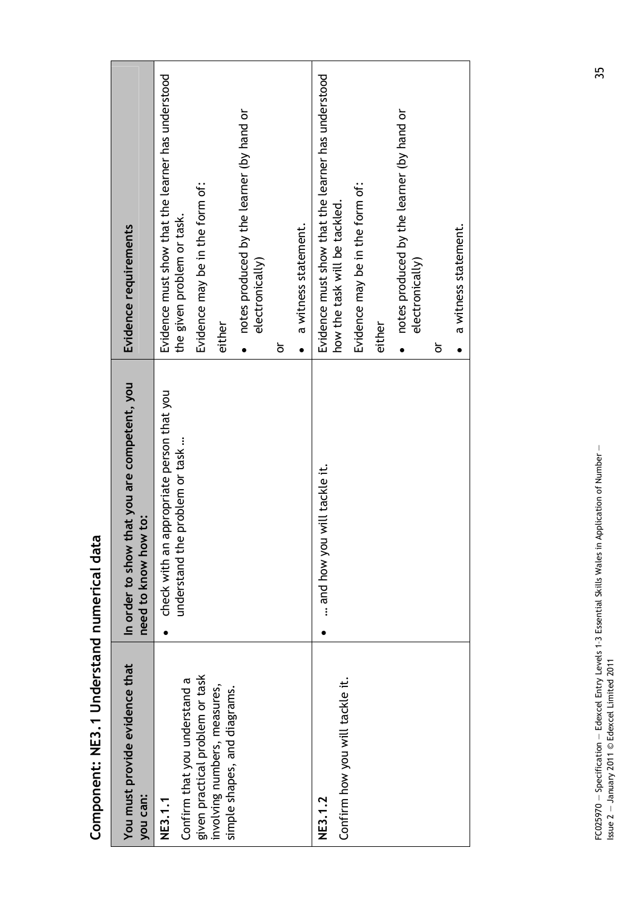## Component: NE3.1 Understand numerical data

| You must provide evidence that you can: | In order to show that you are competent, you need to know how to: | Evidence requirements |
|---|---|---|
| **NE3.1.1**<br>Confirm that you understand a given practical problem or task involving numbers, measures, simple shapes, and diagrams. | • check with an appropriate person that you understand the problem or task … | Evidence must show that the learner has understood the given problem or task.<br>Evidence may be in the form of:<br>either<br>• notes produced by the learner (by hand or electronically)<br>or<br>• a witness statement. |
| **NE3.1.2**<br>Confirm how you will tackle it. | • … and how you will tackle it. | Evidence must show that the learner has understood how the task will be tackled.<br>Evidence may be in the form of:<br>either<br>• notes produced by the learner (by hand or electronically)<br>or<br>• a witness statement. |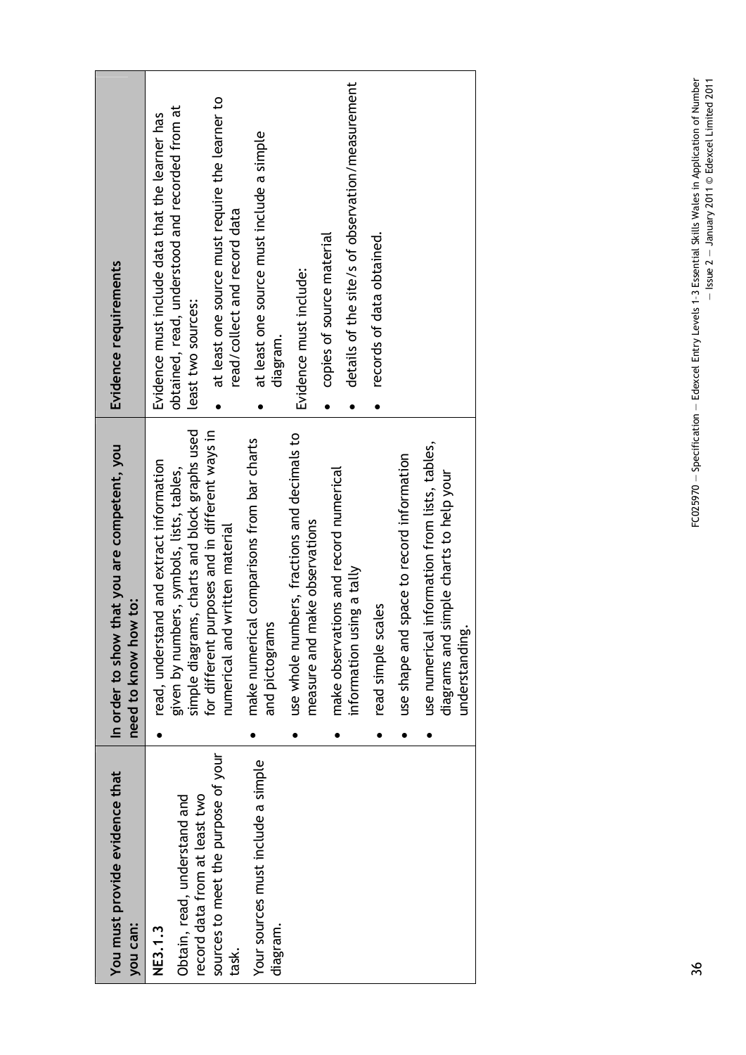| You must provide evidence that you can: | In order to show that you are competent, you need to know how to: | Evidence requirements |
|---|---|---|
| **NE3.1.3**<br><br>Obtain, read, understand and record data from at least two sources to meet the purpose of your task.<br><br>Your sources must include a simple diagram. | • read, understand and extract information given by numbers, symbols, lists, tables, simple diagrams, charts and block graphs used for different purposes and in different ways in numerical and written material<br>• make numerical comparisons from bar charts and pictograms<br>• use whole numbers, fractions and decimals to measure and make observations<br>• make observations and record numerical information using a tally<br>• read simple scales<br>• use shape and space to record information<br>• use numerical information from lists, tables, diagrams and simple charts to help your understanding. | Evidence must include data that the learner has obtained, read, understood and recorded from at least two sources:<br>• at least one source must require the learner to read/collect and record data<br>• at least one source must include a simple diagram.<br><br>Evidence must include:<br>• copies of source material<br>• details of the site/s of observation/measurement<br>• records of data obtained. |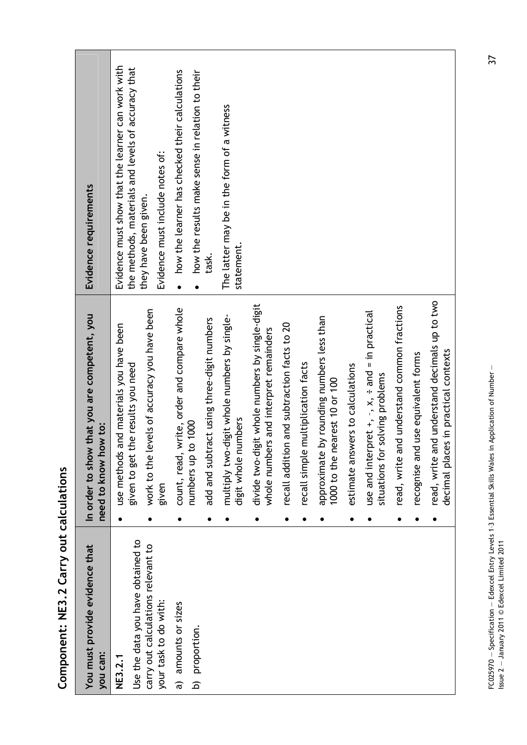## Component: NE3.2 Carry out calculations

| You must provide evidence that you can: | In order to show that you are competent, you need to know how to: | Evidence requirements |
|---|---|---|
| **NE3.2.1**<br>Use the data you have obtained to carry out calculations relevant to your task to do with:<br>a) amounts or sizes<br>b) proportion. | • use methods and materials you have been given to get the results you need<br>• work to the levels of accuracy you have been given<br>• count, read, write, order and compare whole numbers up to 1000<br>• add and subtract using three-digit numbers<br>• multiply two-digit whole numbers by single-digit whole numbers<br>• divide two-digit whole numbers by single-digit whole numbers and interpret remainders<br>• recall addition and subtraction facts to 20<br>• recall simple multiplication facts<br>• approximate by rounding numbers less than 1000 to the nearest 10 or 100<br>• estimate answers to calculations<br>• use and interpret +, −, ×, ÷ and = in practical situations for solving problems<br>• read, write and understand common fractions<br>• recognise and use equivalent forms<br>• read, write and understand decimals up to two decimal places in practical contexts | Evidence must show that the learner can work with the methods, materials and levels of accuracy that they have been given.<br>Evidence must include notes of:<br>• how the learner has checked their calculations<br>• how the results make sense in relation to their task.<br>The latter may be in the form of a witness statement. |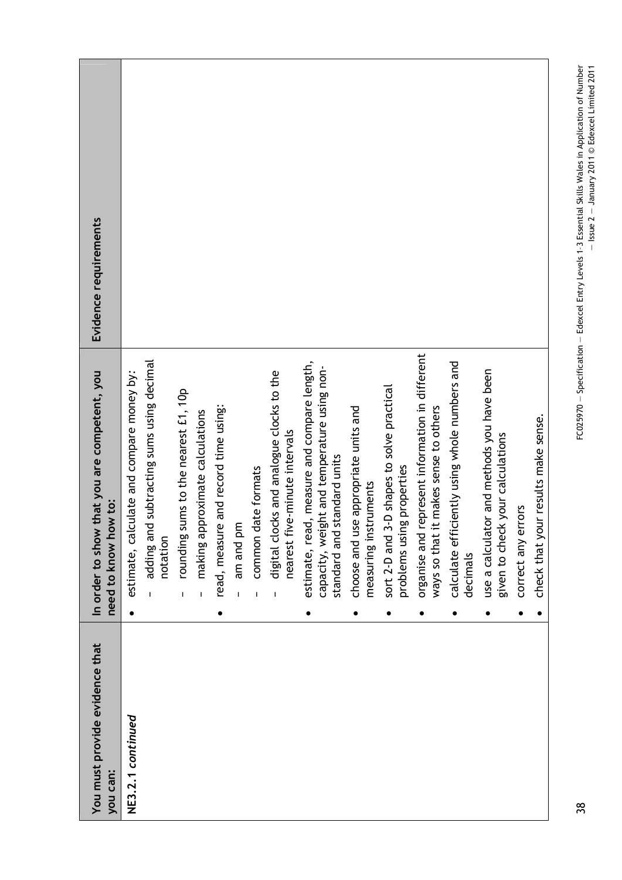| You must provide evidence that you can: | In order to show that you are competent, you need to know how to: | Evidence requirements |
|---|---|---|
| **NE3.2.1** *continued* | • estimate, calculate and compare money by:<br>– adding and subtracting sums using decimal notation<br>– rounding sums to the nearest £1, 10p<br>– making approximate calculations<br>• read, measure and record time using:<br>– am and pm<br>– common date formats<br>– digital clocks and analogue clocks to the nearest five-minute intervals<br>• estimate, read, measure and compare length, capacity, weight and temperature using non-standard and standard units<br>• choose and use appropriate units and measuring instruments<br>• sort 2-D and 3-D shapes to solve practical problems using properties<br>• organise and represent information in different ways so that it makes sense to others<br>• calculate efficiently using whole numbers and decimals<br>• use a calculator and methods you have been given to check your calculations<br>• correct any errors<br>• check that your results make sense. | |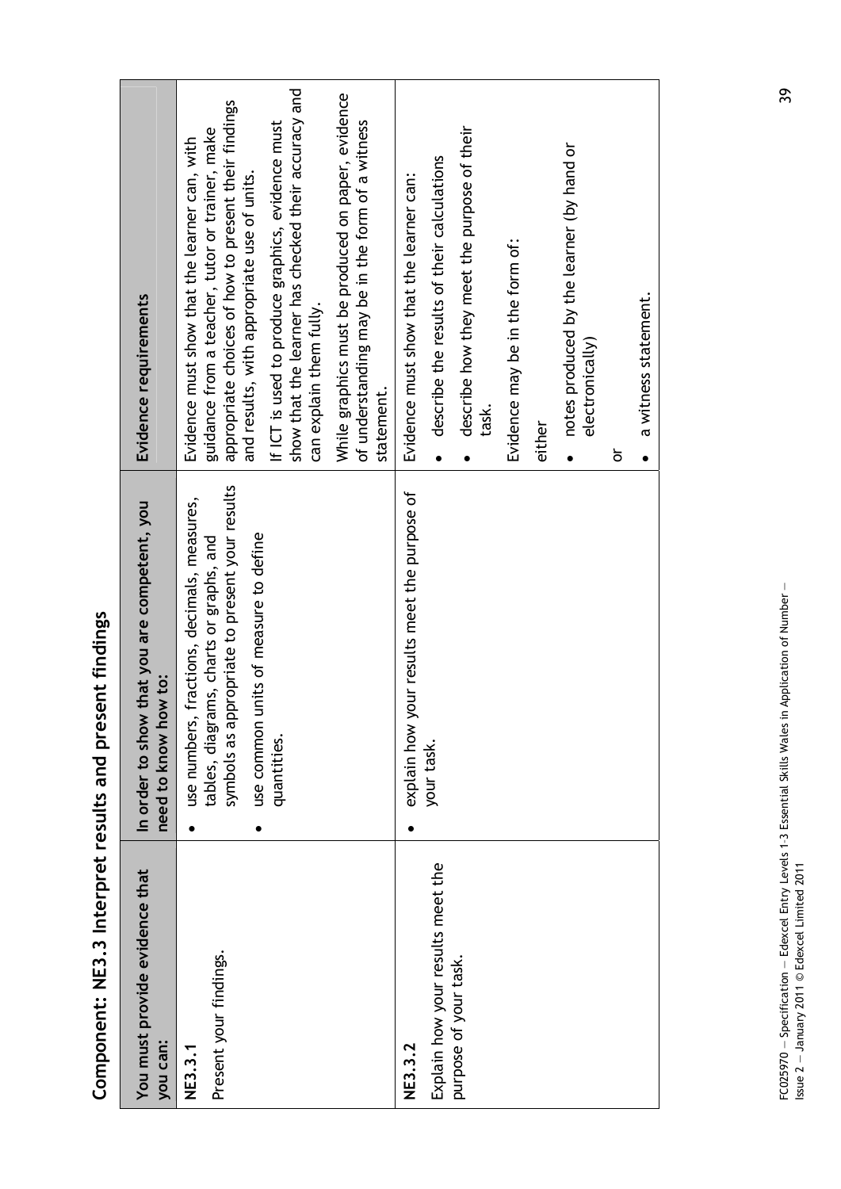## Component: NE3.3 Interpret results and present findings

| You must provide evidence that you can: | In order to show that you are competent, you need to know how to: | Evidence requirements |
|---|---|---|
| **NE3.3.1**<br>Present your findings. | • use numbers, fractions, decimals, measures, tables, diagrams, charts or graphs, and symbols as appropriate to present your results<br>• use common units of measure to define quantities. | Evidence must show that the learner can, with guidance from a teacher, tutor or trainer, make appropriate choices of how to present their findings and results, with appropriate use of units.<br>If ICT is used to produce graphics, evidence must show that the learner has checked their accuracy and can explain them fully.<br>While graphics must be produced on paper, evidence of understanding may be in the form of a witness statement. |
| **NE3.3.2**<br>Explain how your results meet the purpose of your task. | • explain how your results meet the purpose of your task. | Evidence must show that the learner can:<br>• describe the results of their calculations<br>• describe how they meet the purpose of their task.<br>Evidence may be in the form of:<br>either<br>• notes produced by the learner (by hand or electronically)<br>or<br>• a witness statement. |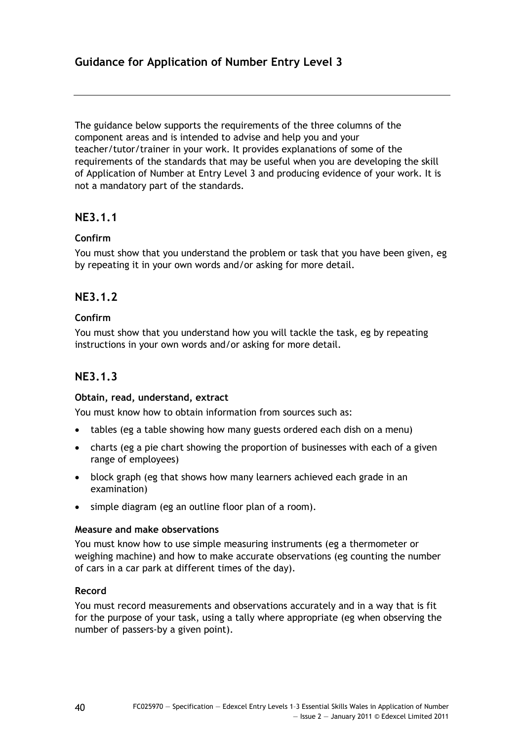## Guidance for Application of Number Entry Level 3

The guidance below supports the requirements of the three columns of the component areas and is intended to advise and help you and your teacher/tutor/trainer in your work. It provides explanations of some of the requirements of the standards that may be useful when you are developing the skill of Application of Number at Entry Level 3 and producing evidence of your work. It is not a mandatory part of the standards.

### NE3.1.1

**Confirm**

You must show that you understand the problem or task that you have been given, eg by repeating it in your own words and/or asking for more detail.

### NE3.1.2

**Confirm**

You must show that you understand how you will tackle the task, eg by repeating instructions in your own words and/or asking for more detail.

### NE3.1.3

**Obtain, read, understand, extract**

You must know how to obtain information from sources such as:

- tables (eg a table showing how many guests ordered each dish on a menu)
- charts (eg a pie chart showing the proportion of businesses with each of a given range of employees)
- block graph (eg that shows how many learners achieved each grade in an examination)
- simple diagram (eg an outline floor plan of a room).

**Measure and make observations**

You must know how to use simple measuring instruments (eg a thermometer or weighing machine) and how to make accurate observations (eg counting the number of cars in a car park at different times of the day).

**Record**

You must record measurements and observations accurately and in a way that is fit for the purpose of your task, using a tally where appropriate (eg when observing the number of passers-by a given point).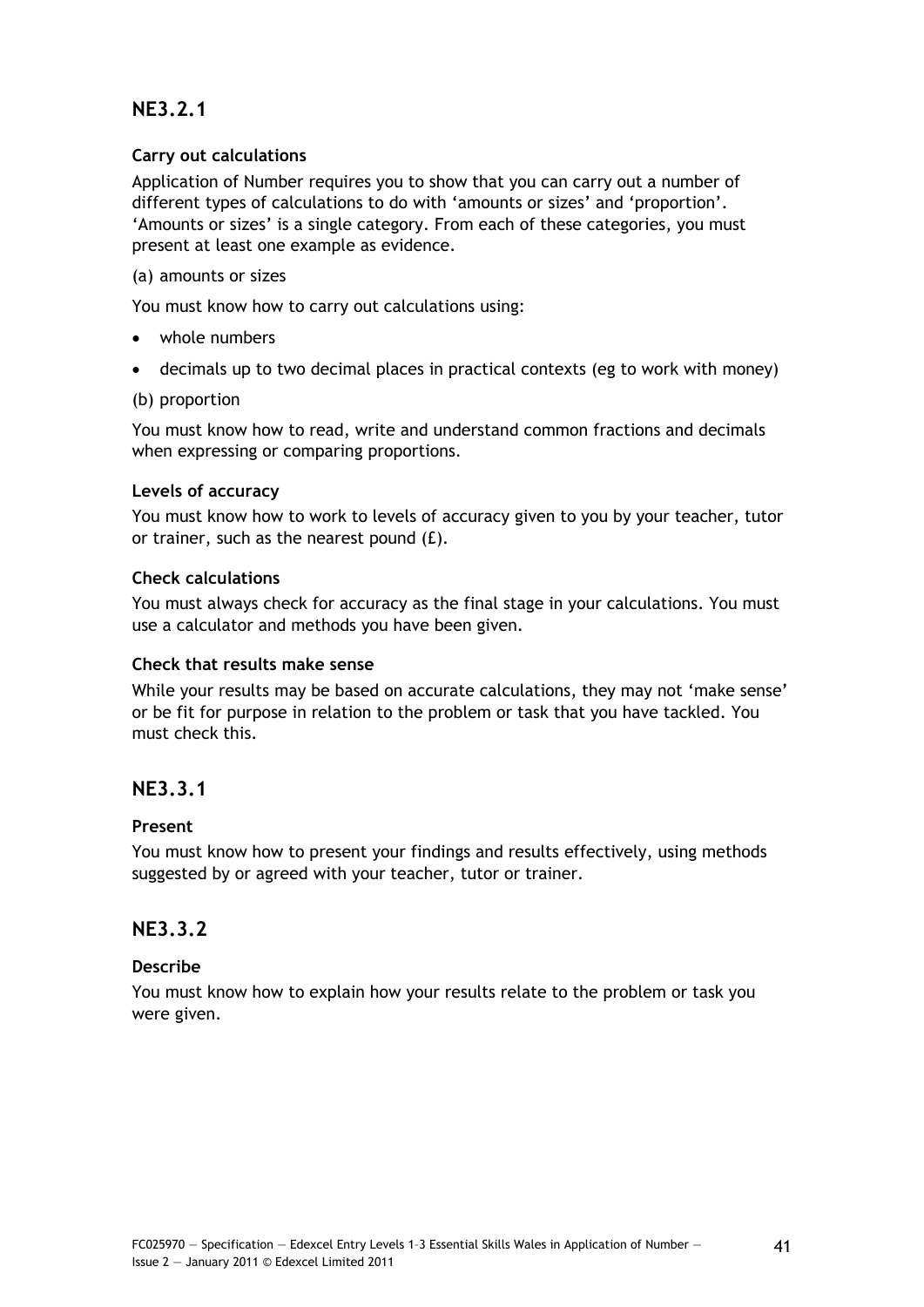## NE3.2.1

### Carry out calculations

Application of Number requires you to show that you can carry out a number of different types of calculations to do with 'amounts or sizes' and 'proportion'. 'Amounts or sizes' is a single category. From each of these categories, you must present at least one example as evidence.

(a) amounts or sizes

You must know how to carry out calculations using:

- whole numbers
- decimals up to two decimal places in practical contexts (eg to work with money)

(b) proportion

You must know how to read, write and understand common fractions and decimals when expressing or comparing proportions.

### Levels of accuracy

You must know how to work to levels of accuracy given to you by your teacher, tutor or trainer, such as the nearest pound (£).

### Check calculations

You must always check for accuracy as the final stage in your calculations. You must use a calculator and methods you have been given.

### Check that results make sense

While your results may be based on accurate calculations, they may not 'make sense' or be fit for purpose in relation to the problem or task that you have tackled. You must check this.

## NE3.3.1

### Present

You must know how to present your findings and results effectively, using methods suggested by or agreed with your teacher, tutor or trainer.

## NE3.3.2

### Describe

You must know how to explain how your results relate to the problem or task you were given.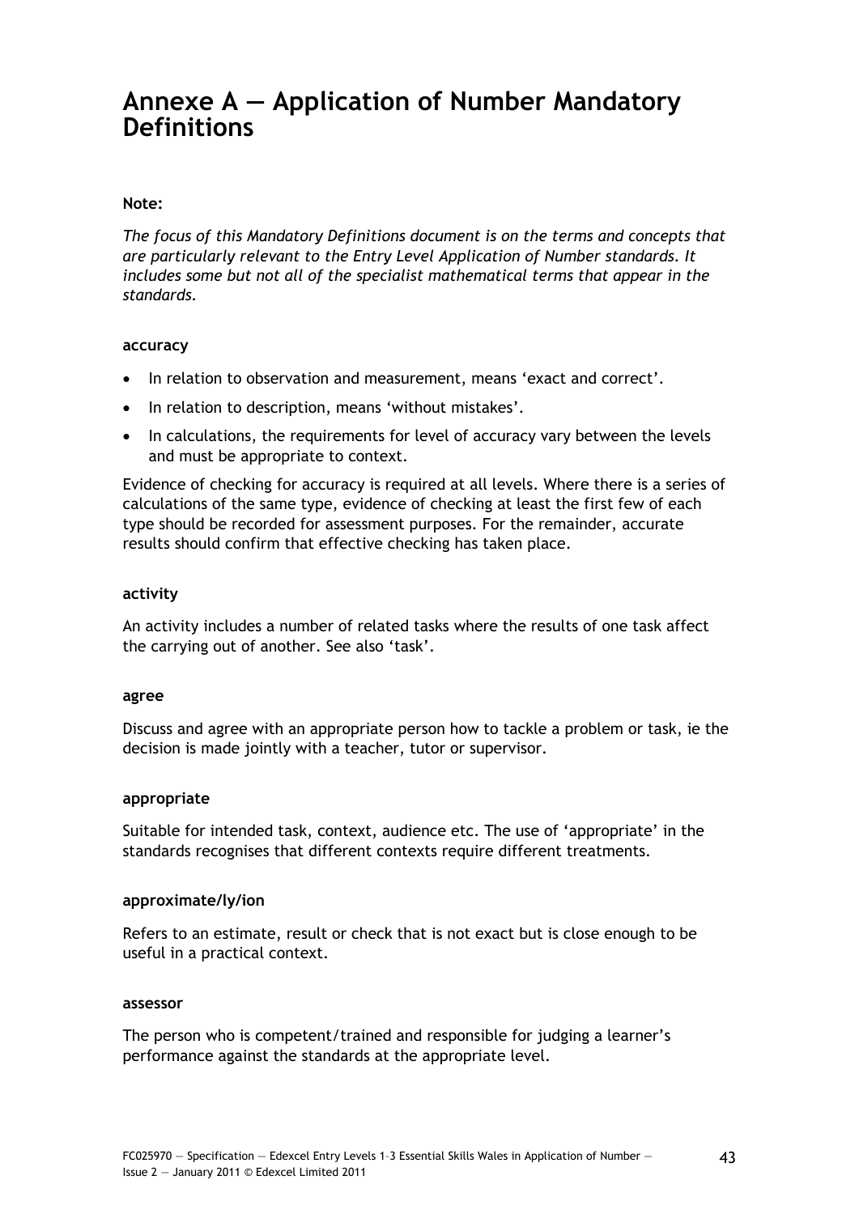# Annexe A — Application of Number Mandatory Definitions

**Note:**

*The focus of this Mandatory Definitions document is on the terms and concepts that are particularly relevant to the Entry Level Application of Number standards. It includes some but not all of the specialist mathematical terms that appear in the standards.*

**accuracy**

- In relation to observation and measurement, means 'exact and correct'.
- In relation to description, means 'without mistakes'.
- In calculations, the requirements for level of accuracy vary between the levels and must be appropriate to context.

Evidence of checking for accuracy is required at all levels. Where there is a series of calculations of the same type, evidence of checking at least the first few of each type should be recorded for assessment purposes. For the remainder, accurate results should confirm that effective checking has taken place.

**activity**

An activity includes a number of related tasks where the results of one task affect the carrying out of another. See also 'task'.

**agree**

Discuss and agree with an appropriate person how to tackle a problem or task, ie the decision is made jointly with a teacher, tutor or supervisor.

**appropriate**

Suitable for intended task, context, audience etc. The use of 'appropriate' in the standards recognises that different contexts require different treatments.

**approximate/ly/ion**

Refers to an estimate, result or check that is not exact but is close enough to be useful in a practical context.

**assessor**

The person who is competent/trained and responsible for judging a learner's performance against the standards at the appropriate level.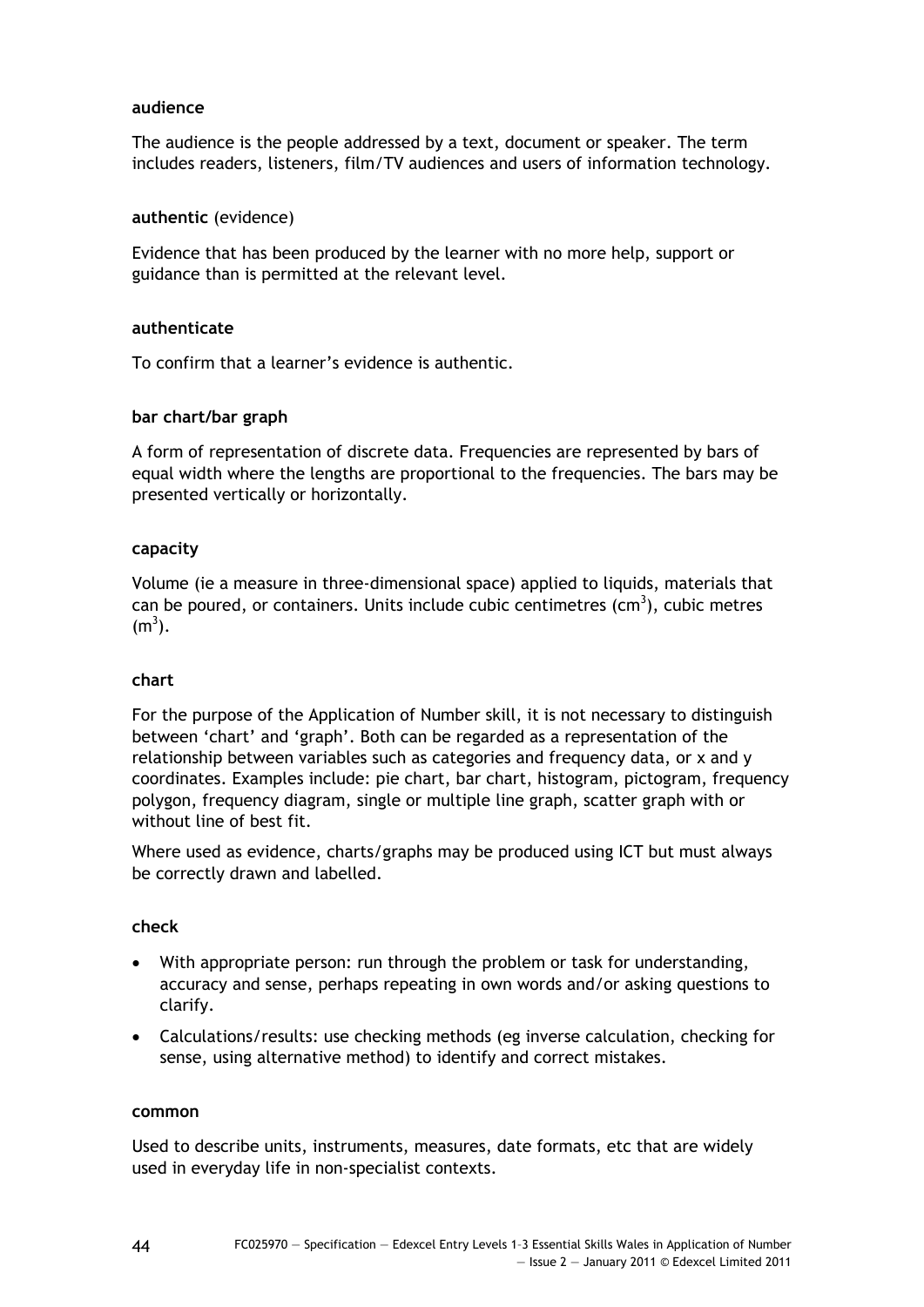**audience**

The audience is the people addressed by a text, document or speaker. The term includes readers, listeners, film/TV audiences and users of information technology.

**authentic** (evidence)

Evidence that has been produced by the learner with no more help, support or guidance than is permitted at the relevant level.

**authenticate**

To confirm that a learner's evidence is authentic.

**bar chart/bar graph**

A form of representation of discrete data. Frequencies are represented by bars of equal width where the lengths are proportional to the frequencies. The bars may be presented vertically or horizontally.

**capacity**

Volume (ie a measure in three-dimensional space) applied to liquids, materials that can be poured, or containers. Units include cubic centimetres ($cm^3$), cubic metres ($m^3$).

**chart**

For the purpose of the Application of Number skill, it is not necessary to distinguish between 'chart' and 'graph'. Both can be regarded as a representation of the relationship between variables such as categories and frequency data, or x and y coordinates. Examples include: pie chart, bar chart, histogram, pictogram, frequency polygon, frequency diagram, single or multiple line graph, scatter graph with or without line of best fit.

Where used as evidence, charts/graphs may be produced using ICT but must always be correctly drawn and labelled.

**check**

- With appropriate person: run through the problem or task for understanding, accuracy and sense, perhaps repeating in own words and/or asking questions to clarify.
- Calculations/results: use checking methods (eg inverse calculation, checking for sense, using alternative method) to identify and correct mistakes.

**common**

Used to describe units, instruments, measures, date formats, etc that are widely used in everyday life in non-specialist contexts.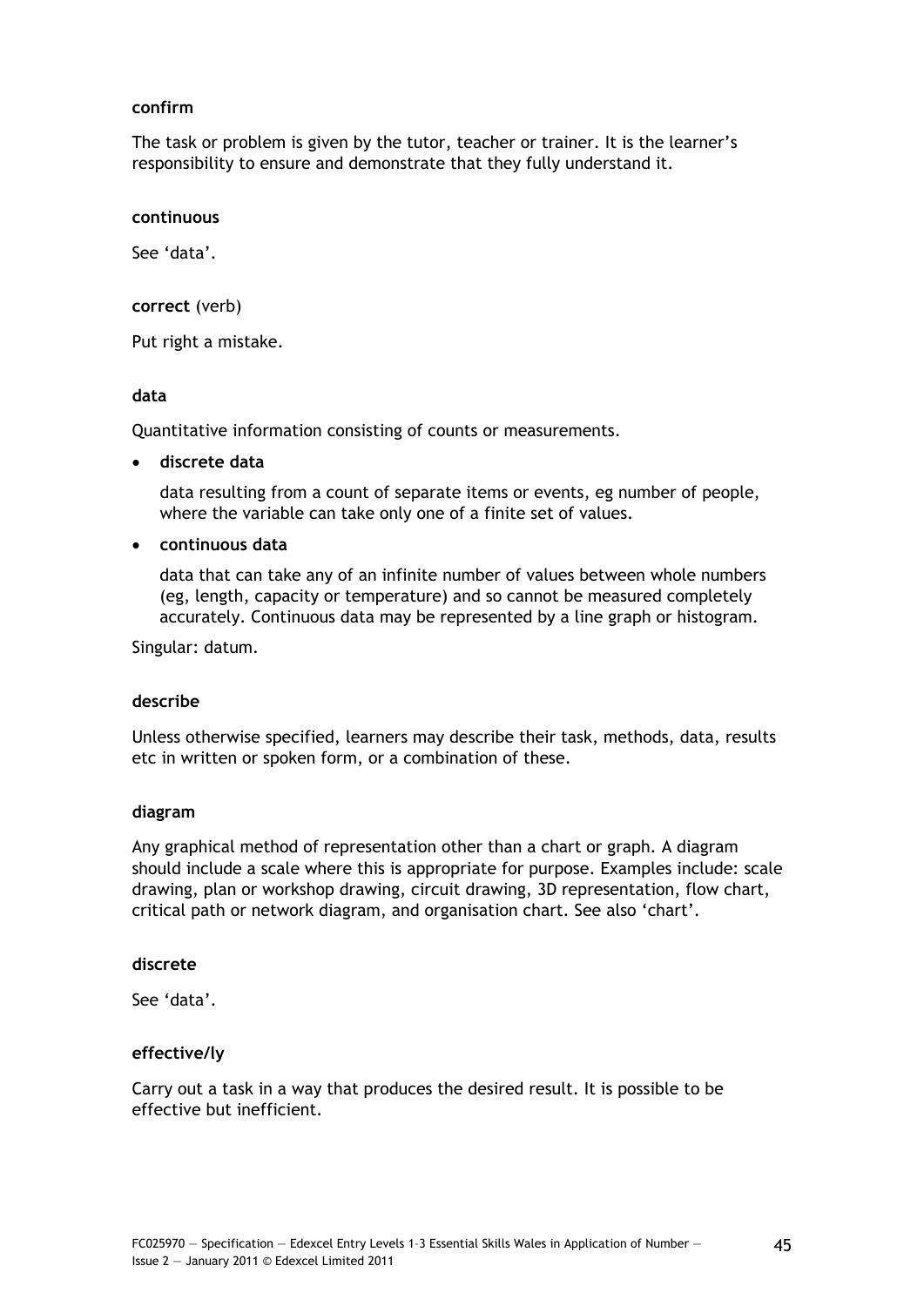**confirm**

The task or problem is given by the tutor, teacher or trainer. It is the learner's responsibility to ensure and demonstrate that they fully understand it.

**continuous**

See 'data'.

**correct** (verb)

Put right a mistake.

**data**

Quantitative information consisting of counts or measurements.

- **discrete data**

  data resulting from a count of separate items or events, eg number of people, where the variable can take only one of a finite set of values.

- **continuous data**

  data that can take any of an infinite number of values between whole numbers (eg, length, capacity or temperature) and so cannot be measured completely accurately. Continuous data may be represented by a line graph or histogram.

Singular: datum.

**describe**

Unless otherwise specified, learners may describe their task, methods, data, results etc in written or spoken form, or a combination of these.

**diagram**

Any graphical method of representation other than a chart or graph. A diagram should include a scale where this is appropriate for purpose. Examples include: scale drawing, plan or workshop drawing, circuit drawing, 3D representation, flow chart, critical path or network diagram, and organisation chart. See also 'chart'.

**discrete**

See 'data'.

**effective/ly**

Carry out a task in a way that produces the desired result. It is possible to be effective but inefficient.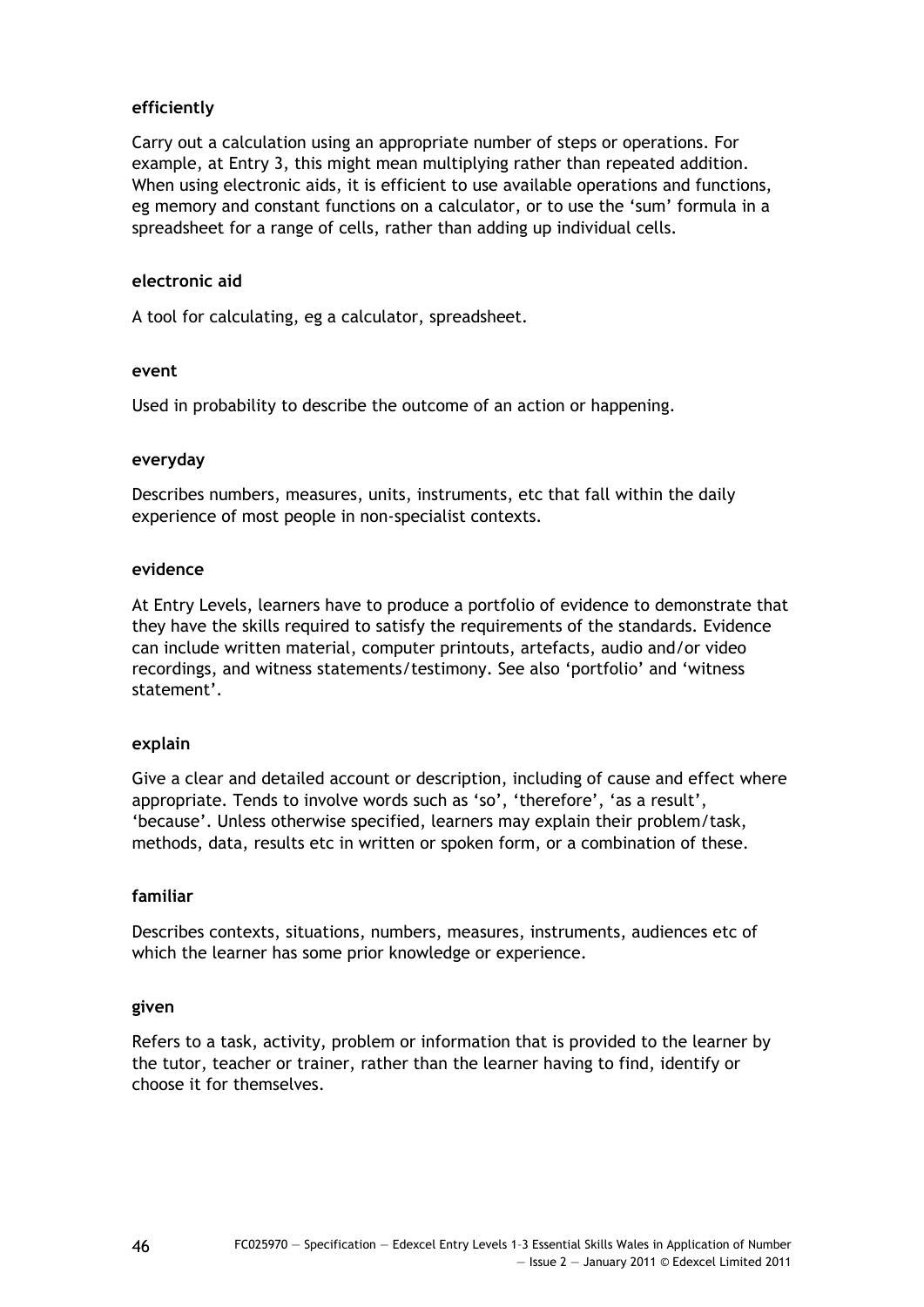**efficiently**

Carry out a calculation using an appropriate number of steps or operations. For example, at Entry 3, this might mean multiplying rather than repeated addition. When using electronic aids, it is efficient to use available operations and functions, eg memory and constant functions on a calculator, or to use the 'sum' formula in a spreadsheet for a range of cells, rather than adding up individual cells.

**electronic aid**

A tool for calculating, eg a calculator, spreadsheet.

**event**

Used in probability to describe the outcome of an action or happening.

**everyday**

Describes numbers, measures, units, instruments, etc that fall within the daily experience of most people in non-specialist contexts.

**evidence**

At Entry Levels, learners have to produce a portfolio of evidence to demonstrate that they have the skills required to satisfy the requirements of the standards. Evidence can include written material, computer printouts, artefacts, audio and/or video recordings, and witness statements/testimony. See also 'portfolio' and 'witness statement'.

**explain**

Give a clear and detailed account or description, including of cause and effect where appropriate. Tends to involve words such as 'so', 'therefore', 'as a result', 'because'. Unless otherwise specified, learners may explain their problem/task, methods, data, results etc in written or spoken form, or a combination of these.

**familiar**

Describes contexts, situations, numbers, measures, instruments, audiences etc of which the learner has some prior knowledge or experience.

**given**

Refers to a task, activity, problem or information that is provided to the learner by the tutor, teacher or trainer, rather than the learner having to find, identify or choose it for themselves.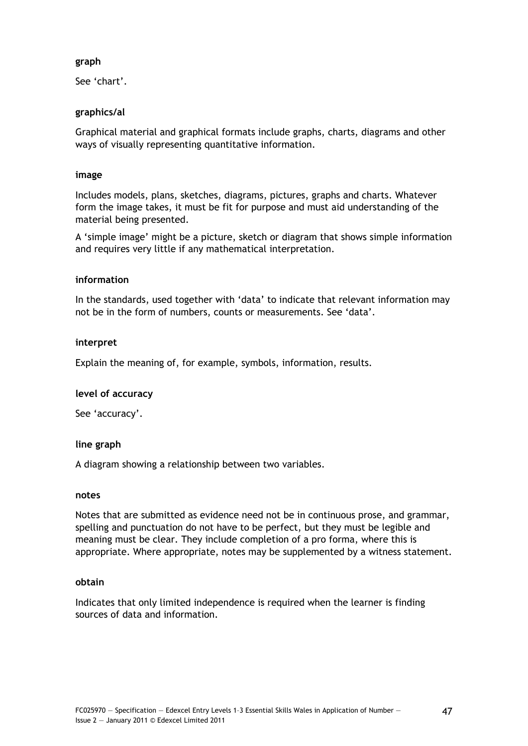**graph**

See 'chart'.

**graphics/al**

Graphical material and graphical formats include graphs, charts, diagrams and other ways of visually representing quantitative information.

**image**

Includes models, plans, sketches, diagrams, pictures, graphs and charts. Whatever form the image takes, it must be fit for purpose and must aid understanding of the material being presented.

A 'simple image' might be a picture, sketch or diagram that shows simple information and requires very little if any mathematical interpretation.

**information**

In the standards, used together with 'data' to indicate that relevant information may not be in the form of numbers, counts or measurements. See 'data'.

**interpret**

Explain the meaning of, for example, symbols, information, results.

**level of accuracy**

See 'accuracy'.

**line graph**

A diagram showing a relationship between two variables.

**notes**

Notes that are submitted as evidence need not be in continuous prose, and grammar, spelling and punctuation do not have to be perfect, but they must be legible and meaning must be clear. They include completion of a pro forma, where this is appropriate. Where appropriate, notes may be supplemented by a witness statement.

**obtain**

Indicates that only limited independence is required when the learner is finding sources of data and information.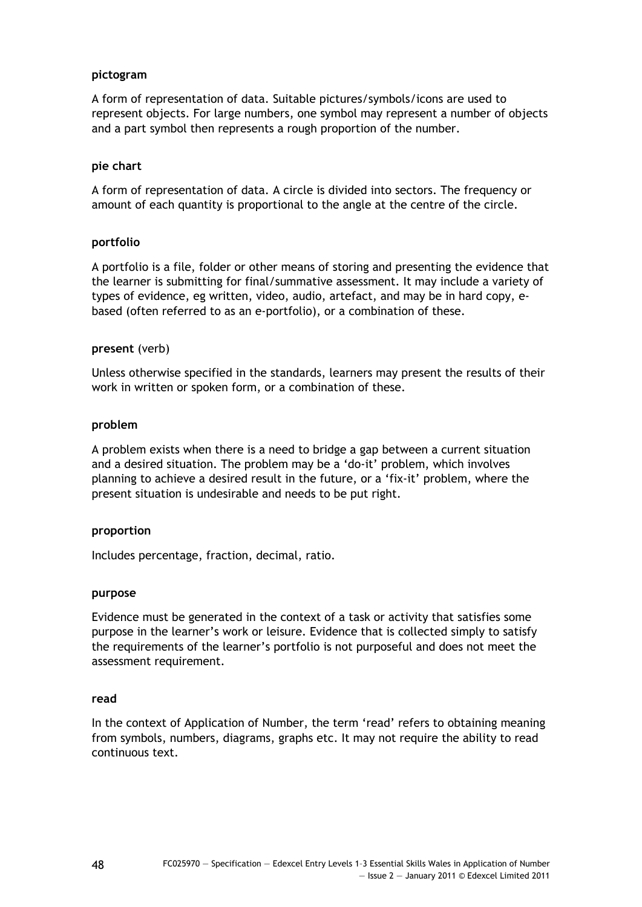**pictogram**

A form of representation of data. Suitable pictures/symbols/icons are used to represent objects. For large numbers, one symbol may represent a number of objects and a part symbol then represents a rough proportion of the number.

**pie chart**

A form of representation of data. A circle is divided into sectors. The frequency or amount of each quantity is proportional to the angle at the centre of the circle.

**portfolio**

A portfolio is a file, folder or other means of storing and presenting the evidence that the learner is submitting for final/summative assessment. It may include a variety of types of evidence, eg written, video, audio, artefact, and may be in hard copy, e-based (often referred to as an e-portfolio), or a combination of these.

**present** (verb)

Unless otherwise specified in the standards, learners may present the results of their work in written or spoken form, or a combination of these.

**problem**

A problem exists when there is a need to bridge a gap between a current situation and a desired situation. The problem may be a 'do-it' problem, which involves planning to achieve a desired result in the future, or a 'fix-it' problem, where the present situation is undesirable and needs to be put right.

**proportion**

Includes percentage, fraction, decimal, ratio.

**purpose**

Evidence must be generated in the context of a task or activity that satisfies some purpose in the learner's work or leisure. Evidence that is collected simply to satisfy the requirements of the learner's portfolio is not purposeful and does not meet the assessment requirement.

**read**

In the context of Application of Number, the term 'read' refers to obtaining meaning from symbols, numbers, diagrams, graphs etc. It may not require the ability to read continuous text.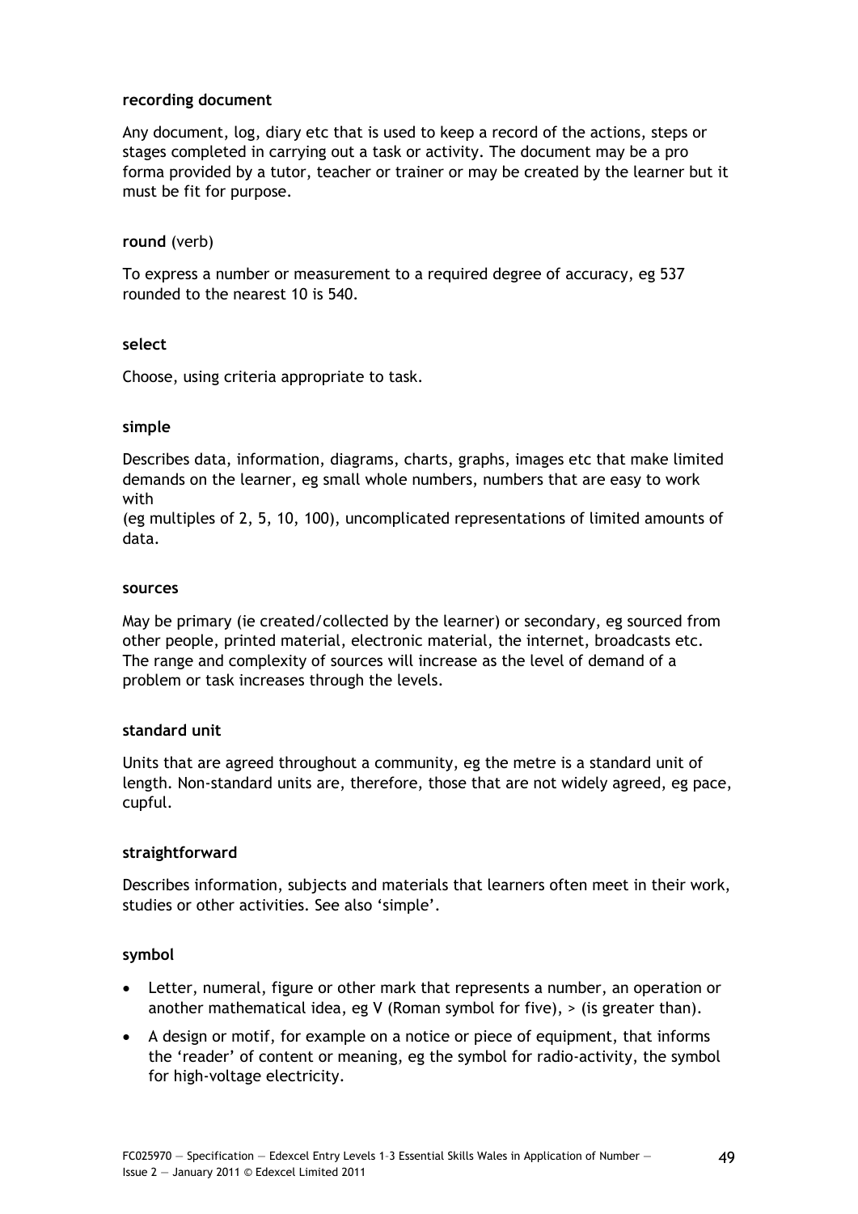**recording document**

Any document, log, diary etc that is used to keep a record of the actions, steps or stages completed in carrying out a task or activity. The document may be a pro forma provided by a tutor, teacher or trainer or may be created by the learner but it must be fit for purpose.

**round** (verb)

To express a number or measurement to a required degree of accuracy, eg 537 rounded to the nearest 10 is 540.

**select**

Choose, using criteria appropriate to task.

**simple**

Describes data, information, diagrams, charts, graphs, images etc that make limited demands on the learner, eg small whole numbers, numbers that are easy to work with
(eg multiples of 2, 5, 10, 100), uncomplicated representations of limited amounts of data.

**sources**

May be primary (ie created/collected by the learner) or secondary, eg sourced from other people, printed material, electronic material, the internet, broadcasts etc. The range and complexity of sources will increase as the level of demand of a problem or task increases through the levels.

**standard unit**

Units that are agreed throughout a community, eg the metre is a standard unit of length. Non-standard units are, therefore, those that are not widely agreed, eg pace, cupful.

**straightforward**

Describes information, subjects and materials that learners often meet in their work, studies or other activities. See also 'simple'.

**symbol**

- Letter, numeral, figure or other mark that represents a number, an operation or another mathematical idea, eg V (Roman symbol for five), > (is greater than).
- A design or motif, for example on a notice or piece of equipment, that informs the 'reader' of content or meaning, eg the symbol for radio-activity, the symbol for high-voltage electricity.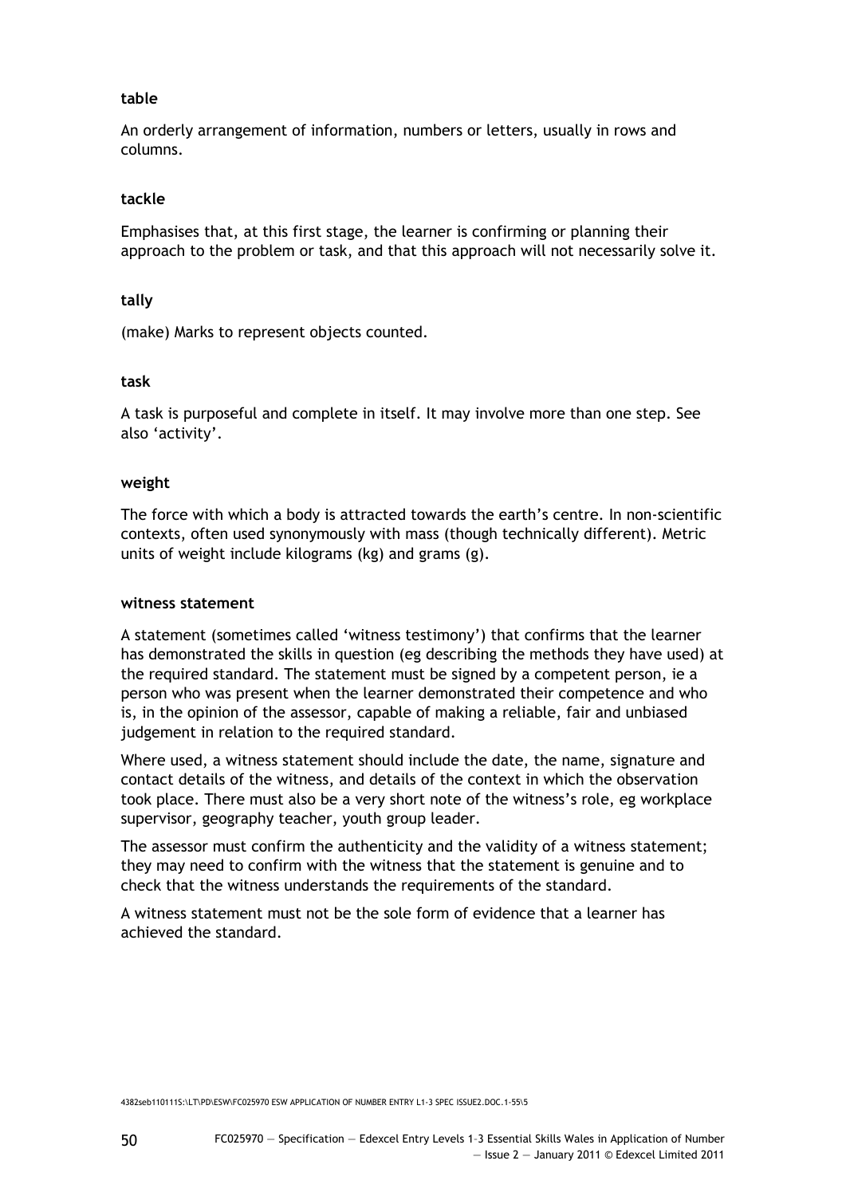**table**

An orderly arrangement of information, numbers or letters, usually in rows and columns.

**tackle**

Emphasises that, at this first stage, the learner is confirming or planning their approach to the problem or task, and that this approach will not necessarily solve it.

**tally**

(make) Marks to represent objects counted.

**task**

A task is purposeful and complete in itself. It may involve more than one step. See also 'activity'.

**weight**

The force with which a body is attracted towards the earth's centre. In non-scientific contexts, often used synonymously with mass (though technically different). Metric units of weight include kilograms (kg) and grams (g).

**witness statement**

A statement (sometimes called 'witness testimony') that confirms that the learner has demonstrated the skills in question (eg describing the methods they have used) at the required standard. The statement must be signed by a competent person, ie a person who was present when the learner demonstrated their competence and who is, in the opinion of the assessor, capable of making a reliable, fair and unbiased judgement in relation to the required standard.

Where used, a witness statement should include the date, the name, signature and contact details of the witness, and details of the context in which the observation took place. There must also be a very short note of the witness's role, eg workplace supervisor, geography teacher, youth group leader.

The assessor must confirm the authenticity and the validity of a witness statement; they may need to confirm with the witness that the statement is genuine and to check that the witness understands the requirements of the standard.

A witness statement must not be the sole form of evidence that a learner has achieved the standard.

4382seb110111S:\LT\PD\ESW\FC025970 ESW APPLICATION OF NUMBER ENTRY L1-3 SPEC ISSUE2.DOC.1-55\5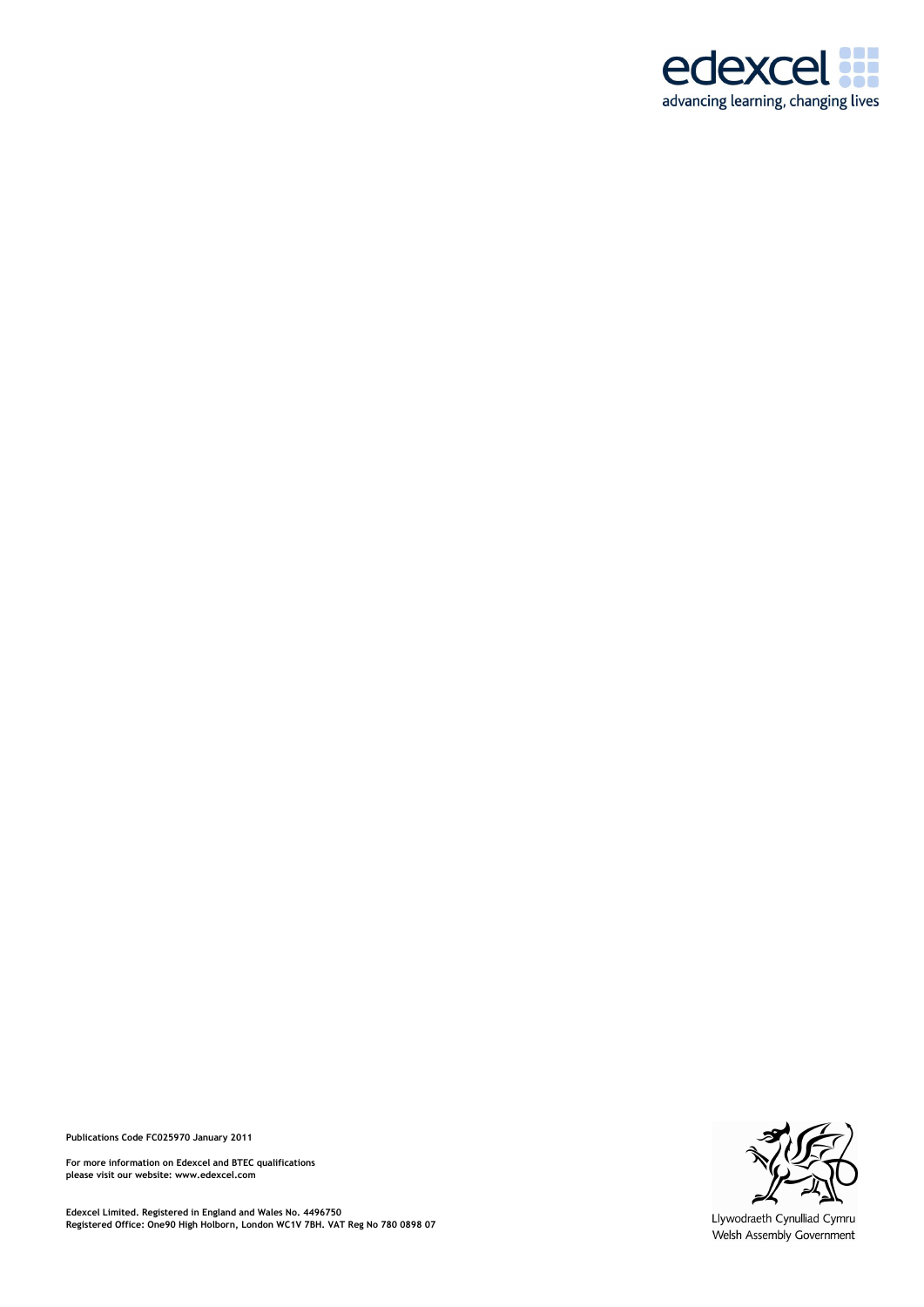edexcel
advancing learning, changing lives

Publications Code FC025970 January 2011

For more information on Edexcel and BTEC qualifications
please visit our website: www.edexcel.com

Edexcel Limited. Registered in England and Wales No. 4496750
Registered Office: One90 High Holborn, London WC1V 7BH. VAT Reg No 780 0898 07

Llywodraeth Cynulliad Cymru
Welsh Assembly Government